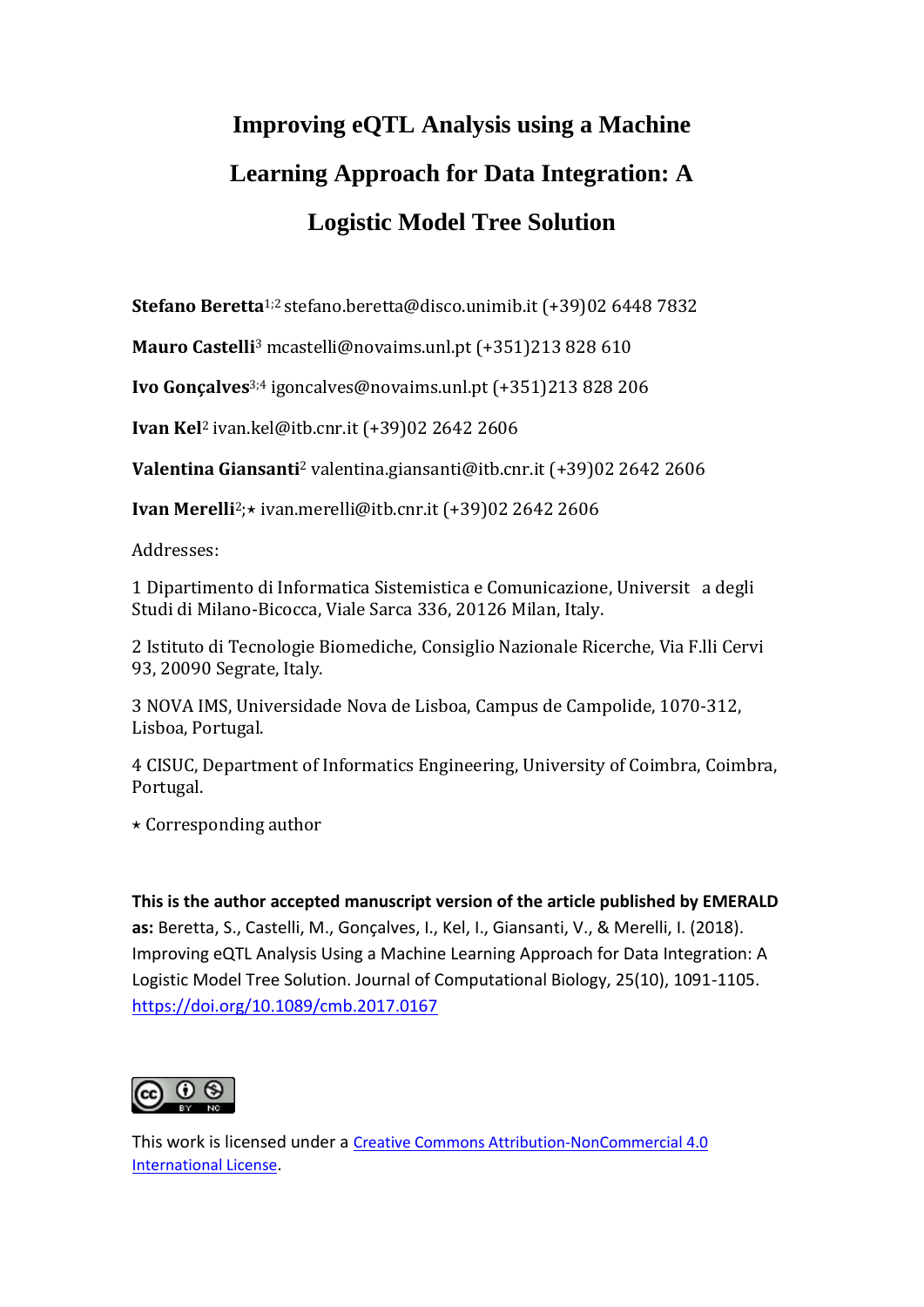# Improving eQTL Analysis using a Machine Learning Approach for Data Integration: A Logistic Model Tree Solution

**Stefano Beretta**[1;2] stefano.beretta@disco.unimib.it (+39)02 6448 7832

**Mauro Castelli**[3] mcastelli@novaims.unl.pt (+351)213 828 610

**Ivo Gonçalves**[3;4] igoncalves@novaims.unl.pt (+351)213 828 206

**Ivan Kel**[2] ivan.kel@itb.cnr.it (+39)02 2642 2606

**Valentina Giansanti**[2] valentina.giansanti@itb.cnr.it (+39)02 2642 2606

**Ivan Merelli**[2;⋆] ivan.merelli@itb.cnr.it (+39)02 2642 2606

Addresses:

1 Dipartimento di Informatica Sistemistica e Comunicazione, Universit a degli Studi di Milano-Bicocca, Viale Sarca 336, 20126 Milan, Italy.

2 Istituto di Tecnologie Biomediche, Consiglio Nazionale Ricerche, Via F.lli Cervi 93, 20090 Segrate, Italy.

3 NOVA IMS, Universidade Nova de Lisboa, Campus de Campolide, 1070-312, Lisboa, Portugal.

4 CISUC, Department of Informatics Engineering, University of Coimbra, Coimbra, Portugal.

⋆ Corresponding author

**This is the author accepted manuscript version of the article published by EMERALD as:** Beretta, S., Castelli, M., Gonçalves, I., Kel, I., Giansanti, V., & Merelli, I. (2018). Improving eQTL Analysis Using a Machine Learning Approach for Data Integration: A Logistic Model Tree Solution. Journal of Computational Biology, 25(10), 1091-1105. https://doi.org/10.1089/cmb.2017.0167

This work is licensed under a Creative Commons Attribution-NonCommercial 4.0 International License.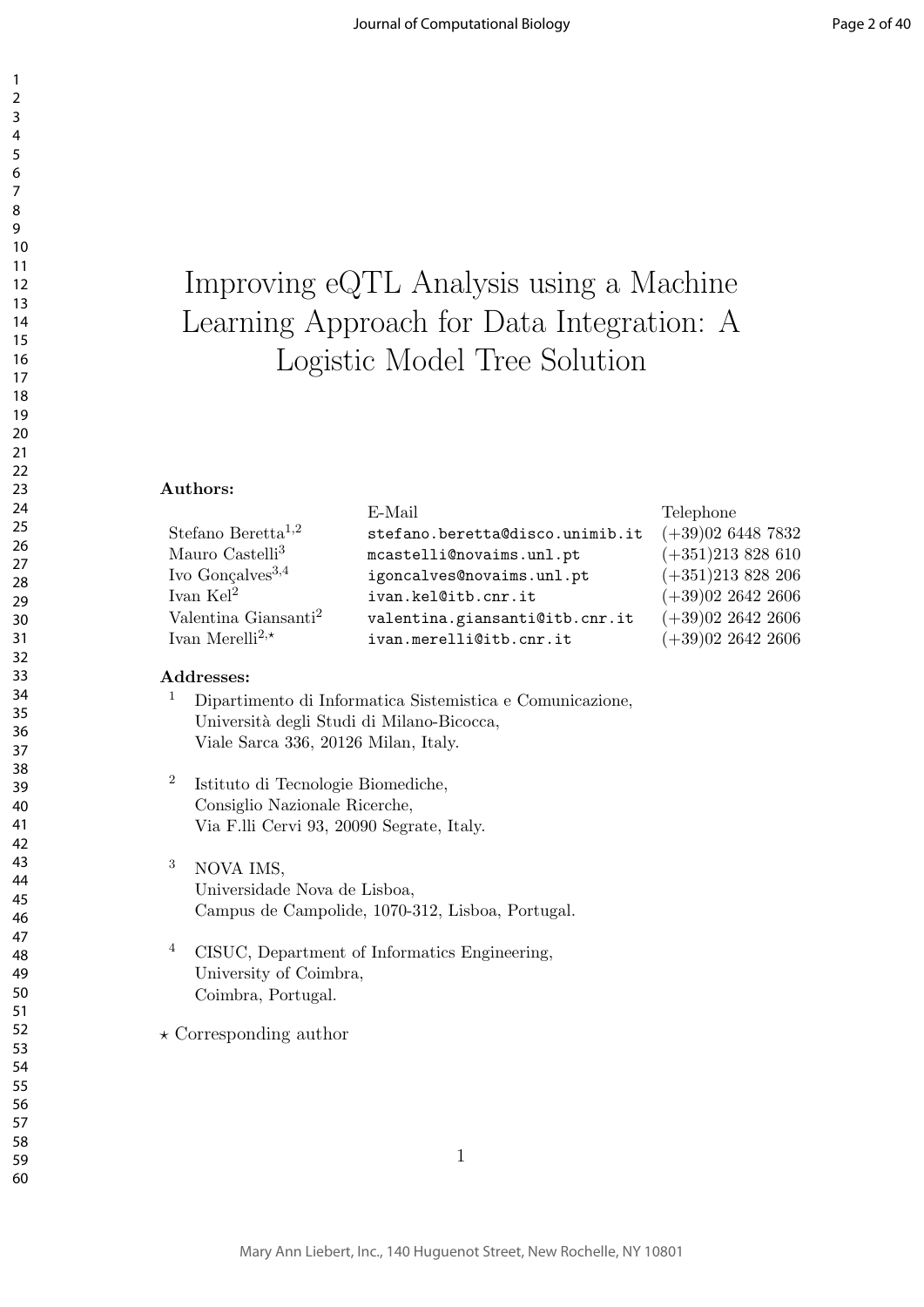# Improving eQTL Analysis using a Machine Learning Approach for Data Integration: A Logistic Model Tree Solution

**Authors:**

| | E-Mail | Telephone |
|---|---|---|
| Stefano Beretta[1,2] | stefano.beretta@disco.unimib.it | (+39)02 6448 7832 |
| Mauro Castelli[3] | mcastelli@novaims.unl.pt | (+351)213 828 610 |
| Ivo Gonçalves[3,4] | igoncalves@novaims.unl.pt | (+351)213 828 206 |
| Ivan Kel[2] | ivan.kel@itb.cnr.it | (+39)02 2642 2606 |
| Valentina Giansanti[2] | valentina.giansanti@itb.cnr.it | (+39)02 2642 2606 |
| Ivan Merelli[2,⋆] | ivan.merelli@itb.cnr.it | (+39)02 2642 2606 |

**Addresses:**

[1] Dipartimento di Informatica Sistemistica e Comunicazione,
Università degli Studi di Milano-Bicocca,
Viale Sarca 336, 20126 Milan, Italy.

[2] Istituto di Tecnologie Biomediche,
Consiglio Nazionale Ricerche,
Via F.lli Cervi 93, 20090 Segrate, Italy.

[3] NOVA IMS,
Universidade Nova de Lisboa,
Campus de Campolide, 1070-312, Lisboa, Portugal.

[4] CISUC, Department of Informatics Engineering,
University of Coimbra,
Coimbra, Portugal.

⋆ Corresponding author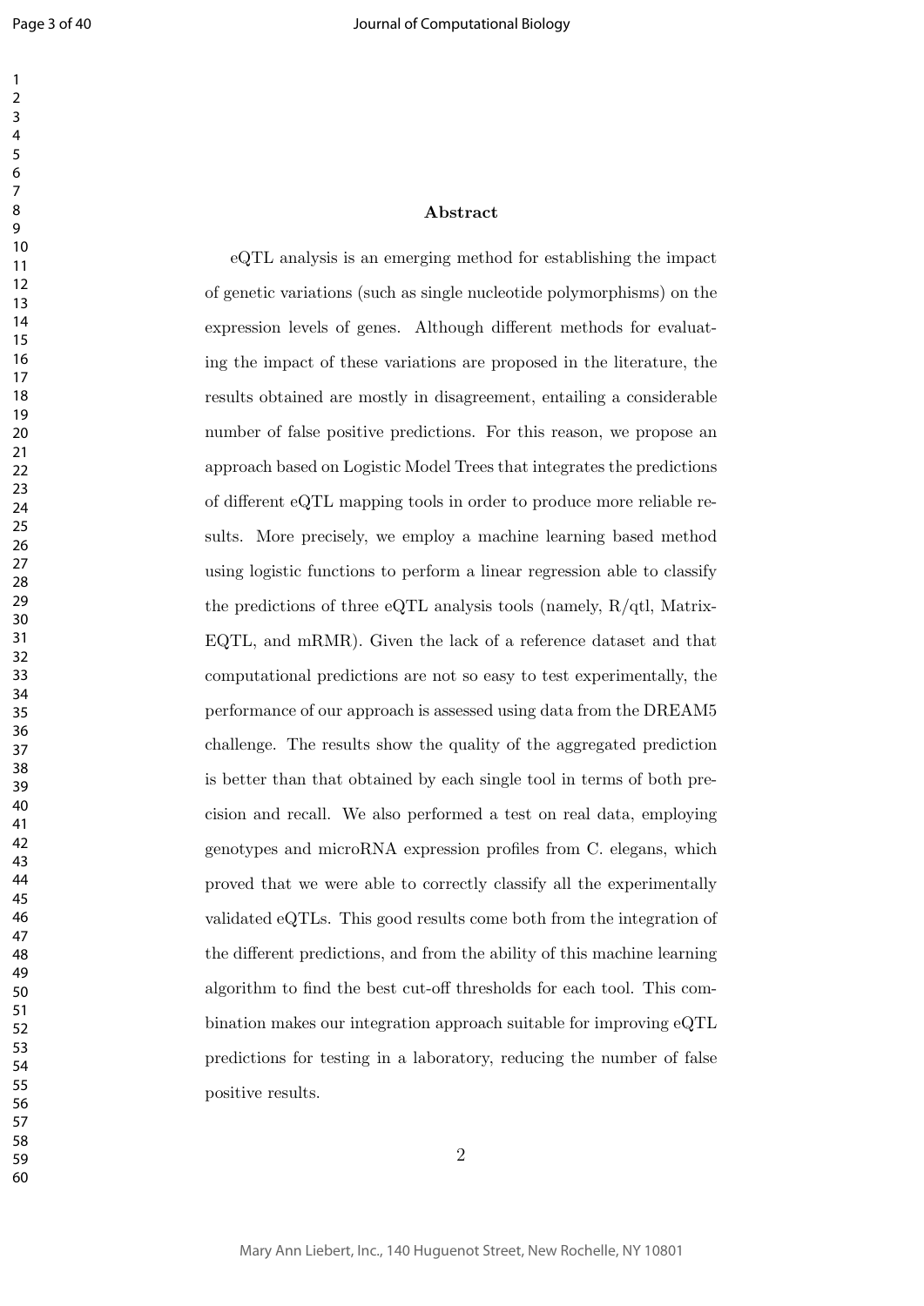## Abstract

eQTL analysis is an emerging method for establishing the impact of genetic variations (such as single nucleotide polymorphisms) on the expression levels of genes. Although different methods for evaluating the impact of these variations are proposed in the literature, the results obtained are mostly in disagreement, entailing a considerable number of false positive predictions. For this reason, we propose an approach based on Logistic Model Trees that integrates the predictions of different eQTL mapping tools in order to produce more reliable results. More precisely, we employ a machine learning based method using logistic functions to perform a linear regression able to classify the predictions of three eQTL analysis tools (namely, R/qtl, MatrixEQTL, and mRMR). Given the lack of a reference dataset and that computational predictions are not so easy to test experimentally, the performance of our approach is assessed using data from the DREAM5 challenge. The results show the quality of the aggregated prediction is better than that obtained by each single tool in terms of both precision and recall. We also performed a test on real data, employing genotypes and microRNA expression profiles from C. elegans, which proved that we were able to correctly classify all the experimentally validated eQTLs. This good results come both from the integration of the different predictions, and from the ability of this machine learning algorithm to find the best cut-off thresholds for each tool. This combination makes our integration approach suitable for improving eQTL predictions for testing in a laboratory, reducing the number of false positive results.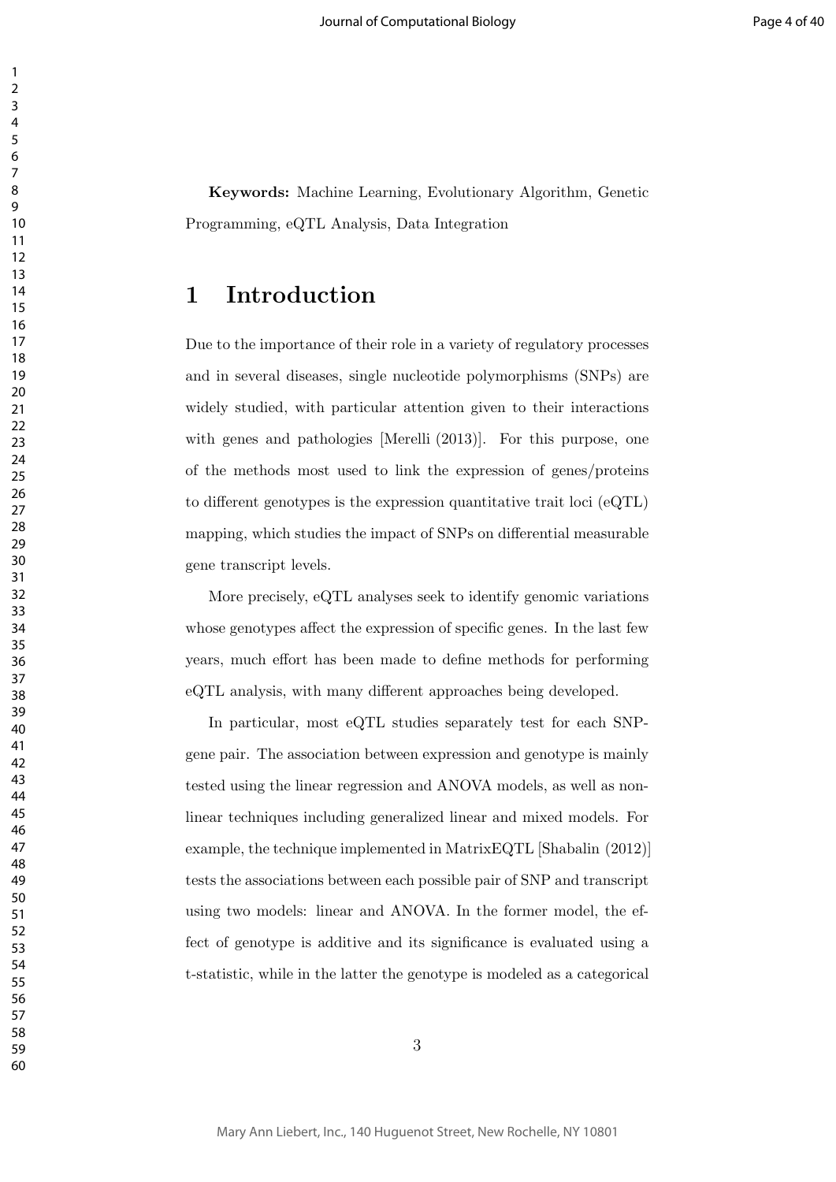**Keywords:** Machine Learning, Evolutionary Algorithm, Genetic Programming, eQTL Analysis, Data Integration

# 1 Introduction

Due to the importance of their role in a variety of regulatory processes and in several diseases, single nucleotide polymorphisms (SNPs) are widely studied, with particular attention given to their interactions with genes and pathologies [Merelli (2013)]. For this purpose, one of the methods most used to link the expression of genes/proteins to different genotypes is the expression quantitative trait loci (eQTL) mapping, which studies the impact of SNPs on differential measurable gene transcript levels.

More precisely, eQTL analyses seek to identify genomic variations whose genotypes affect the expression of specific genes. In the last few years, much effort has been made to define methods for performing eQTL analysis, with many different approaches being developed.

In particular, most eQTL studies separately test for each SNP-gene pair. The association between expression and genotype is mainly tested using the linear regression and ANOVA models, as well as non-linear techniques including generalized linear and mixed models. For example, the technique implemented in MatrixEQTL [Shabalin (2012)] tests the associations between each possible pair of SNP and transcript using two models: linear and ANOVA. In the former model, the effect of genotype is additive and its significance is evaluated using a t-statistic, while in the latter the genotype is modeled as a categorical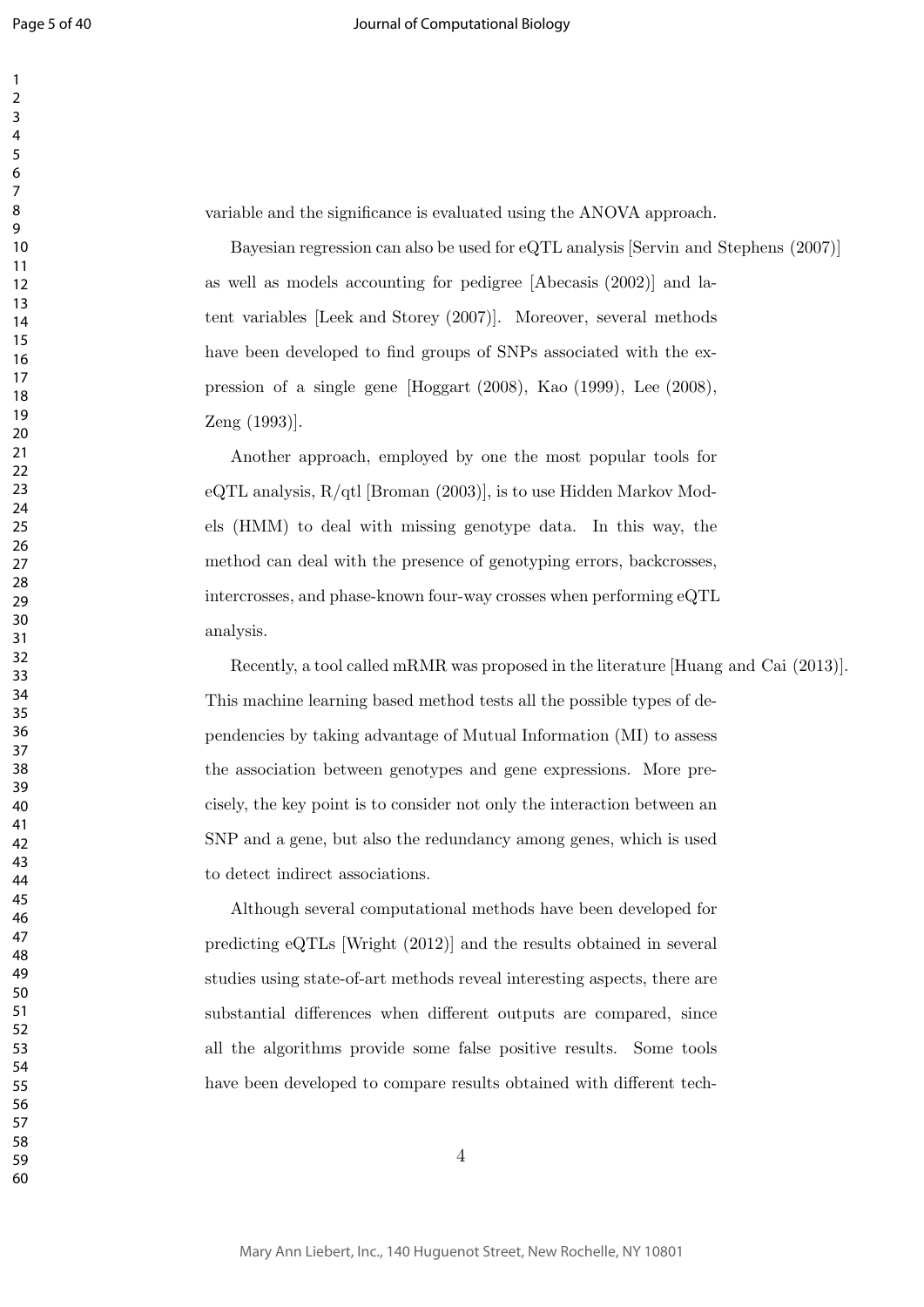variable and the significance is evaluated using the ANOVA approach.

Bayesian regression can also be used for eQTL analysis [Servin and Stephens (2007)] as well as models accounting for pedigree [Abecasis (2002)] and latent variables [Leek and Storey (2007)]. Moreover, several methods have been developed to find groups of SNPs associated with the expression of a single gene [Hoggart (2008), Kao (1999), Lee (2008), Zeng (1993)].

Another approach, employed by one the most popular tools for eQTL analysis, R/qtl [Broman (2003)], is to use Hidden Markov Models (HMM) to deal with missing genotype data. In this way, the method can deal with the presence of genotyping errors, backcrosses, intercrosses, and phase-known four-way crosses when performing eQTL analysis.

Recently, a tool called mRMR was proposed in the literature [Huang and Cai (2013)]. This machine learning based method tests all the possible types of dependencies by taking advantage of Mutual Information (MI) to assess the association between genotypes and gene expressions. More precisely, the key point is to consider not only the interaction between an SNP and a gene, but also the redundancy among genes, which is used to detect indirect associations.

Although several computational methods have been developed for predicting eQTLs [Wright (2012)] and the results obtained in several studies using state-of-art methods reveal interesting aspects, there are substantial differences when different outputs are compared, since all the algorithms provide some false positive results. Some tools have been developed to compare results obtained with different tech-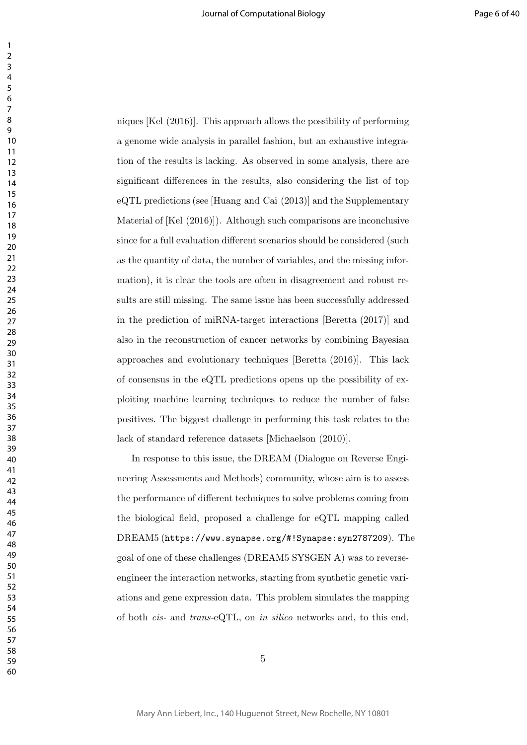niques [Kel (2016)]. This approach allows the possibility of performing a genome wide analysis in parallel fashion, but an exhaustive integration of the results is lacking. As observed in some analysis, there are significant differences in the results, also considering the list of top eQTL predictions (see [Huang and Cai (2013)] and the Supplementary Material of [Kel (2016)]). Although such comparisons are inconclusive since for a full evaluation different scenarios should be considered (such as the quantity of data, the number of variables, and the missing information), it is clear the tools are often in disagreement and robust results are still missing. The same issue has been successfully addressed in the prediction of miRNA-target interactions [Beretta (2017)] and also in the reconstruction of cancer networks by combining Bayesian approaches and evolutionary techniques [Beretta (2016)]. This lack of consensus in the eQTL predictions opens up the possibility of exploiting machine learning techniques to reduce the number of false positives. The biggest challenge in performing this task relates to the lack of standard reference datasets [Michaelson (2010)].

In response to this issue, the DREAM (Dialogue on Reverse Engineering Assessments and Methods) community, whose aim is to assess the performance of different techniques to solve problems coming from the biological field, proposed a challenge for eQTL mapping called DREAM5 (`https://www.synapse.org/#!Synapse:syn2787209`). The goal of one of these challenges (DREAM5 SYSGEN A) was to reverse-engineer the interaction networks, starting from synthetic genetic variations and gene expression data. This problem simulates the mapping of both *cis*- and *trans*-eQTL, on *in silico* networks and, to this end,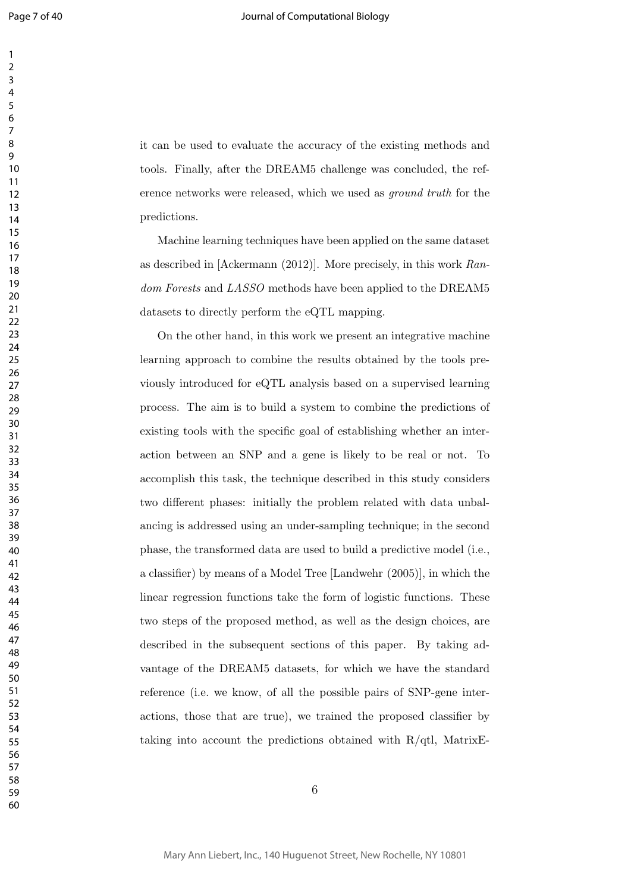it can be used to evaluate the accuracy of the existing methods and tools. Finally, after the DREAM5 challenge was concluded, the reference networks were released, which we used as *ground truth* for the predictions.

Machine learning techniques have been applied on the same dataset as described in [Ackermann (2012)]. More precisely, in this work *Random Forests* and *LASSO* methods have been applied to the DREAM5 datasets to directly perform the eQTL mapping.

On the other hand, in this work we present an integrative machine learning approach to combine the results obtained by the tools previously introduced for eQTL analysis based on a supervised learning process. The aim is to build a system to combine the predictions of existing tools with the specific goal of establishing whether an interaction between an SNP and a gene is likely to be real or not. To accomplish this task, the technique described in this study considers two different phases: initially the problem related with data unbalancing is addressed using an under-sampling technique; in the second phase, the transformed data are used to build a predictive model (i.e., a classifier) by means of a Model Tree [Landwehr (2005)], in which the linear regression functions take the form of logistic functions. These two steps of the proposed method, as well as the design choices, are described in the subsequent sections of this paper. By taking advantage of the DREAM5 datasets, for which we have the standard reference (i.e. we know, of all the possible pairs of SNP-gene interactions, those that are true), we trained the proposed classifier by taking into account the predictions obtained with R/qtl, MatrixE-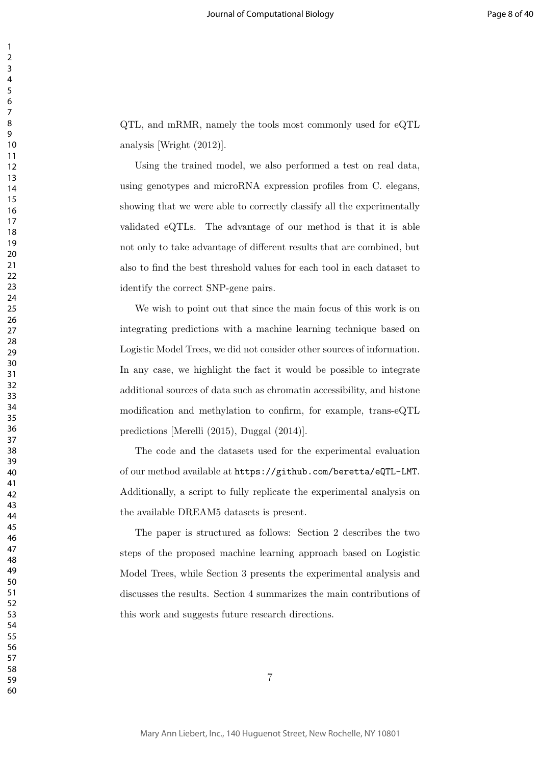QTL, and mRMR, namely the tools most commonly used for eQTL analysis [Wright (2012)].

Using the trained model, we also performed a test on real data, using genotypes and microRNA expression profiles from C. elegans, showing that we were able to correctly classify all the experimentally validated eQTLs. The advantage of our method is that it is able not only to take advantage of different results that are combined, but also to find the best threshold values for each tool in each dataset to identify the correct SNP-gene pairs.

We wish to point out that since the main focus of this work is on integrating predictions with a machine learning technique based on Logistic Model Trees, we did not consider other sources of information. In any case, we highlight the fact it would be possible to integrate additional sources of data such as chromatin accessibility, and histone modification and methylation to confirm, for example, trans-eQTL predictions [Merelli (2015), Duggal (2014)].

The code and the datasets used for the experimental evaluation of our method available at `https://github.com/beretta/eQTL-LMT`. Additionally, a script to fully replicate the experimental analysis on the available DREAM5 datasets is present.

The paper is structured as follows: Section 2 describes the two steps of the proposed machine learning approach based on Logistic Model Trees, while Section 3 presents the experimental analysis and discusses the results. Section 4 summarizes the main contributions of this work and suggests future research directions.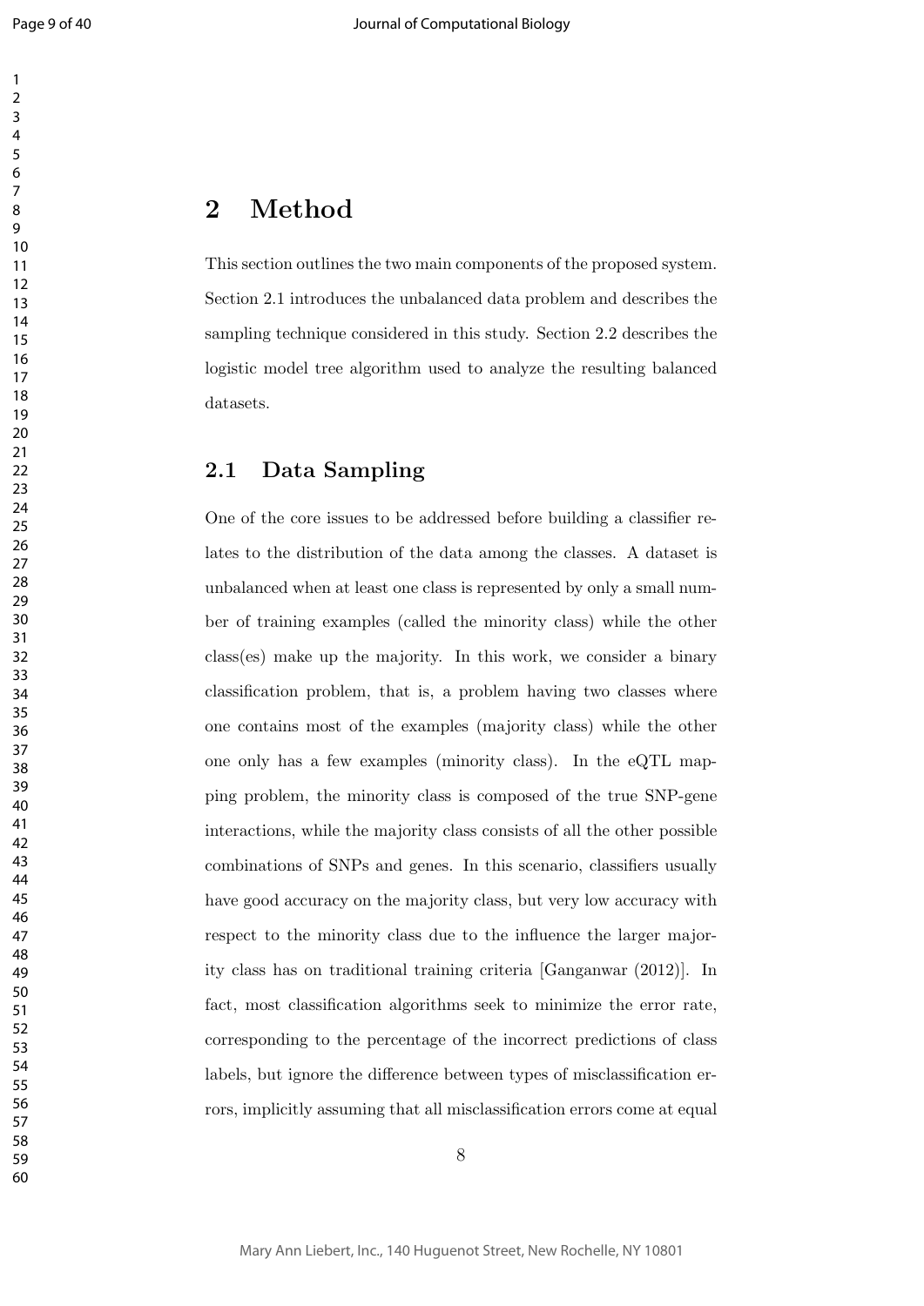# 2 Method

This section outlines the two main components of the proposed system. Section 2.1 introduces the unbalanced data problem and describes the sampling technique considered in this study. Section 2.2 describes the logistic model tree algorithm used to analyze the resulting balanced datasets.

## 2.1 Data Sampling

One of the core issues to be addressed before building a classifier relates to the distribution of the data among the classes. A dataset is unbalanced when at least one class is represented by only a small number of training examples (called the minority class) while the other class(es) make up the majority. In this work, we consider a binary classification problem, that is, a problem having two classes where one contains most of the examples (majority class) while the other one only has a few examples (minority class). In the eQTL mapping problem, the minority class is composed of the true SNP-gene interactions, while the majority class consists of all the other possible combinations of SNPs and genes. In this scenario, classifiers usually have good accuracy on the majority class, but very low accuracy with respect to the minority class due to the influence the larger majority class has on traditional training criteria [Ganganwar (2012)]. In fact, most classification algorithms seek to minimize the error rate, corresponding to the percentage of the incorrect predictions of class labels, but ignore the difference between types of misclassification errors, implicitly assuming that all misclassification errors come at equal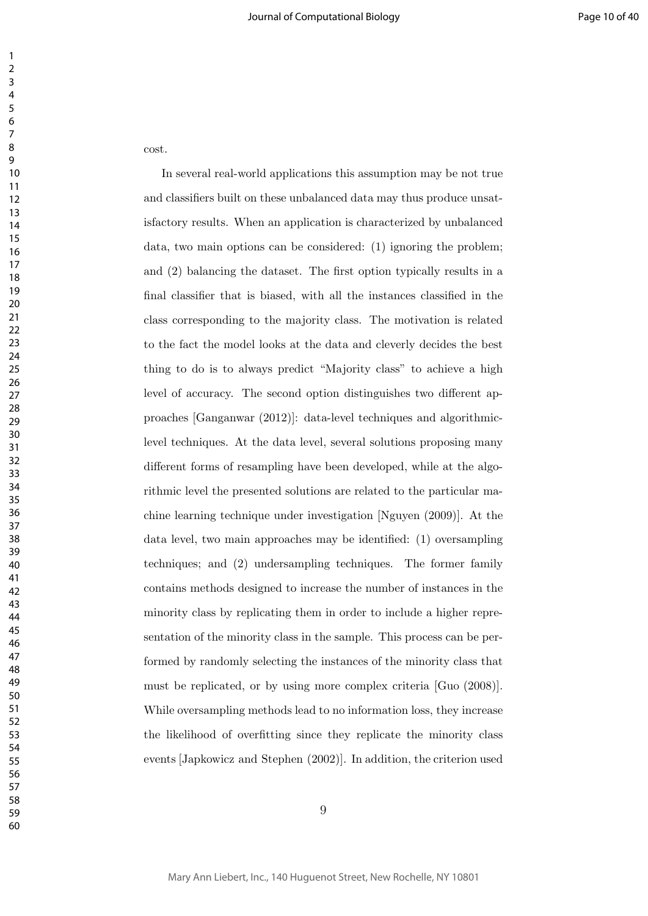cost.

In several real-world applications this assumption may be not true and classifiers built on these unbalanced data may thus produce unsatisfactory results. When an application is characterized by unbalanced data, two main options can be considered: (1) ignoring the problem; and (2) balancing the dataset. The first option typically results in a final classifier that is biased, with all the instances classified in the class corresponding to the majority class. The motivation is related to the fact the model looks at the data and cleverly decides the best thing to do is to always predict "Majority class" to achieve a high level of accuracy. The second option distinguishes two different approaches [Ganganwar (2012)]: data-level techniques and algorithmic-level techniques. At the data level, several solutions proposing many different forms of resampling have been developed, while at the algorithmic level the presented solutions are related to the particular machine learning technique under investigation [Nguyen (2009)]. At the data level, two main approaches may be identified: (1) oversampling techniques; and (2) undersampling techniques. The former family contains methods designed to increase the number of instances in the minority class by replicating them in order to include a higher representation of the minority class in the sample. This process can be performed by randomly selecting the instances of the minority class that must be replicated, or by using more complex criteria [Guo (2008)]. While oversampling methods lead to no information loss, they increase the likelihood of overfitting since they replicate the minority class events [Japkowicz and Stephen (2002)]. In addition, the criterion used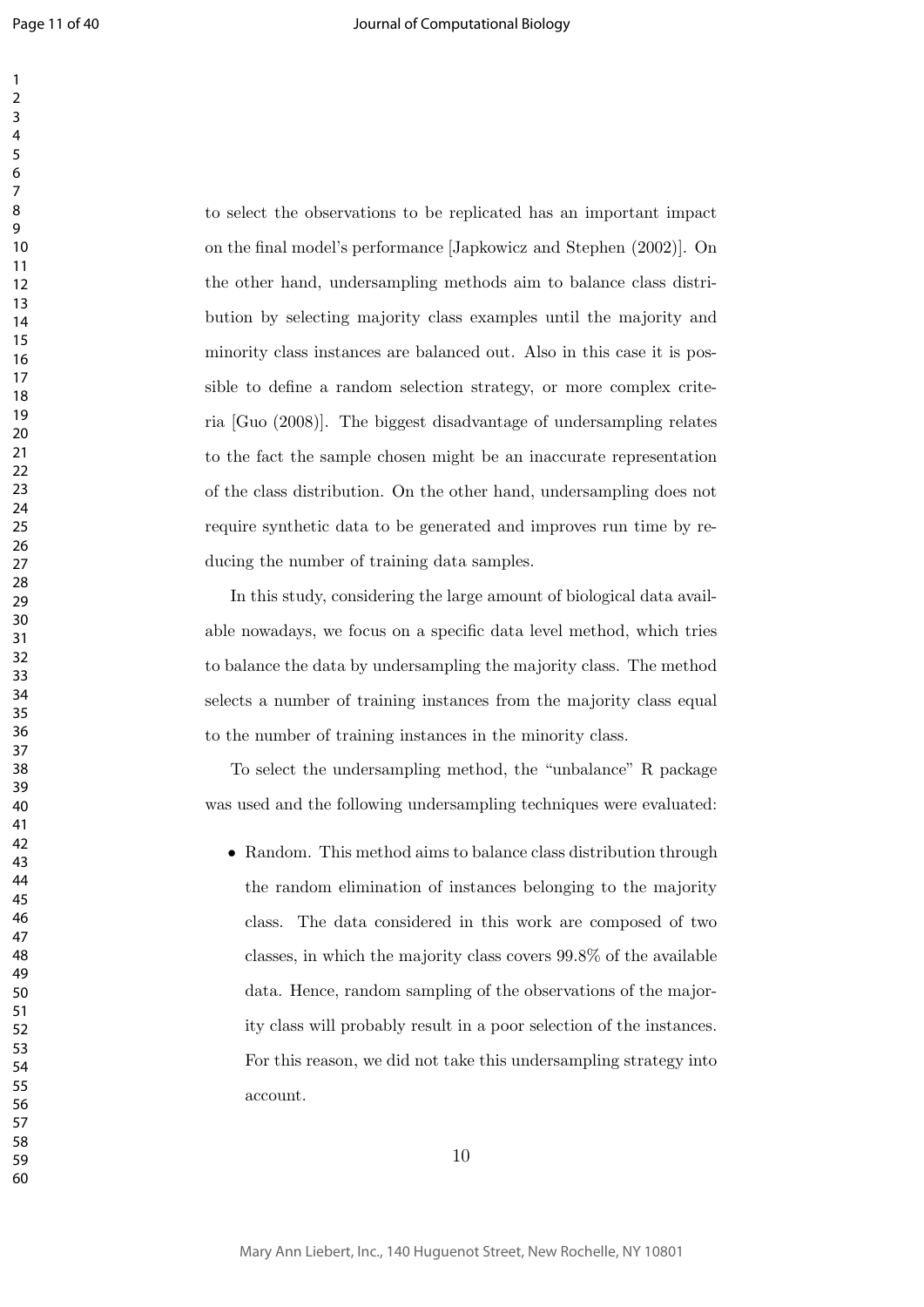to select the observations to be replicated has an important impact on the final model's performance [Japkowicz and Stephen (2002)]. On the other hand, undersampling methods aim to balance class distribution by selecting majority class examples until the majority and minority class instances are balanced out. Also in this case it is possible to define a random selection strategy, or more complex criteria [Guo (2008)]. The biggest disadvantage of undersampling relates to the fact the sample chosen might be an inaccurate representation of the class distribution. On the other hand, undersampling does not require synthetic data to be generated and improves run time by reducing the number of training data samples.

In this study, considering the large amount of biological data available nowadays, we focus on a specific data level method, which tries to balance the data by undersampling the majority class. The method selects a number of training instances from the majority class equal to the number of training instances in the minority class.

To select the undersampling method, the "unbalance" R package was used and the following undersampling techniques were evaluated:

- Random. This method aims to balance class distribution through the random elimination of instances belonging to the majority class. The data considered in this work are composed of two classes, in which the majority class covers 99.8% of the available data. Hence, random sampling of the observations of the majority class will probably result in a poor selection of the instances. For this reason, we did not take this undersampling strategy into account.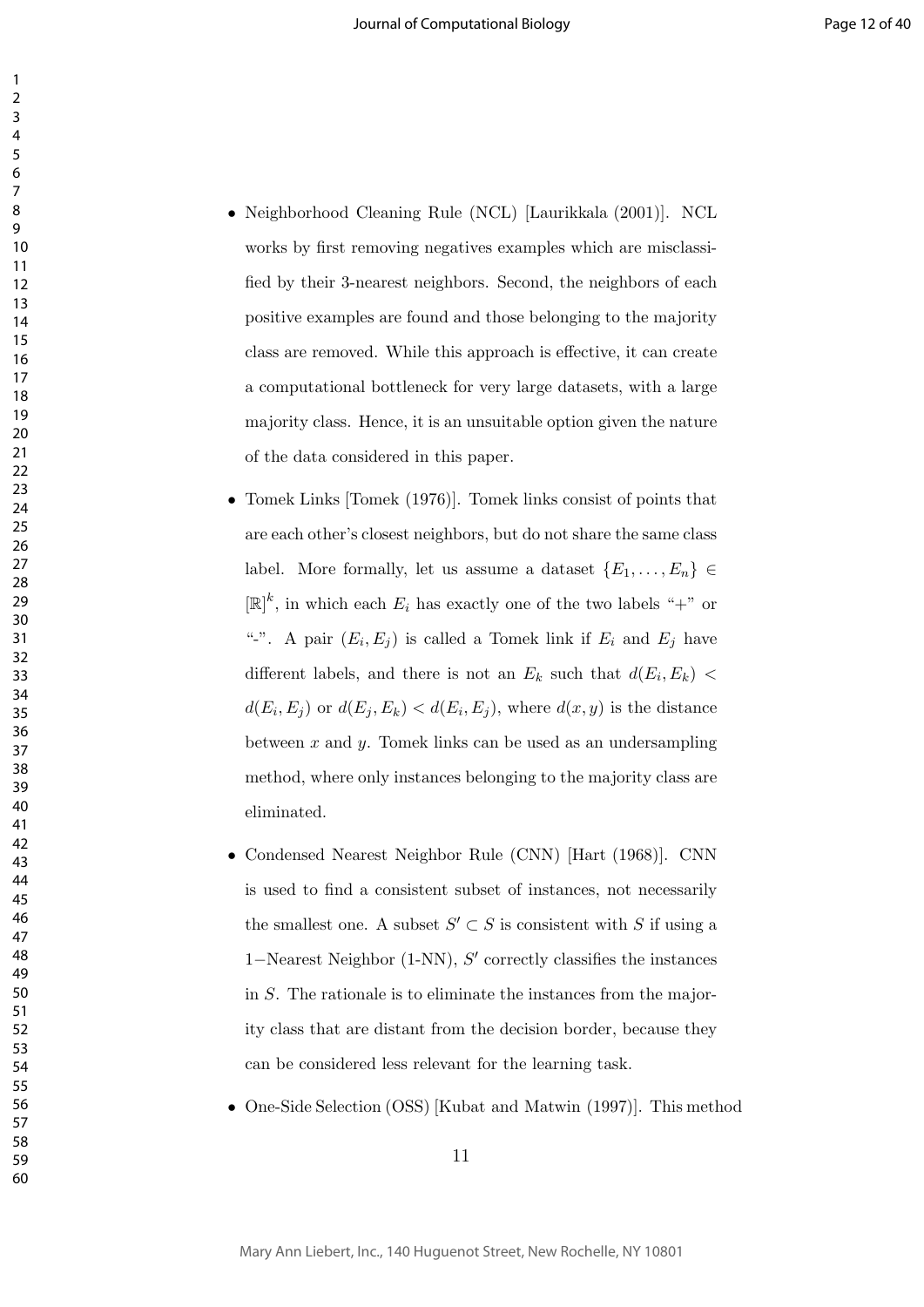- Neighborhood Cleaning Rule (NCL) [Laurikkala (2001)]. NCL works by first removing negatives examples which are misclassified by their 3-nearest neighbors. Second, the neighbors of each positive examples are found and those belonging to the majority class are removed. While this approach is effective, it can create a computational bottleneck for very large datasets, with a large majority class. Hence, it is an unsuitable option given the nature of the data considered in this paper.

- Tomek Links [Tomek (1976)]. Tomek links consist of points that are each other's closest neighbors, but do not share the same class label. More formally, let us assume a dataset $\{E_1, \ldots, E_n\} \in [\mathbb{R}]^k$, in which each $E_i$ has exactly one of the two labels "+" or "-". A pair $(E_i, E_j)$ is called a Tomek link if $E_i$ and $E_j$ have different labels, and there is not an $E_k$ such that $d(E_i, E_k) < d(E_i, E_j)$ or $d(E_j, E_k) < d(E_i, E_j)$, where $d(x, y)$ is the distance between $x$ and $y$. Tomek links can be used as an undersampling method, where only instances belonging to the majority class are eliminated.

- Condensed Nearest Neighbor Rule (CNN) [Hart (1968)]. CNN is used to find a consistent subset of instances, not necessarily the smallest one. A subset $S' \subset S$ is consistent with $S$ if using a $1-$Nearest Neighbor (1-NN), $S'$ correctly classifies the instances in $S$. The rationale is to eliminate the instances from the majority class that are distant from the decision border, because they can be considered less relevant for the learning task.

- One-Side Selection (OSS) [Kubat and Matwin (1997)]. This method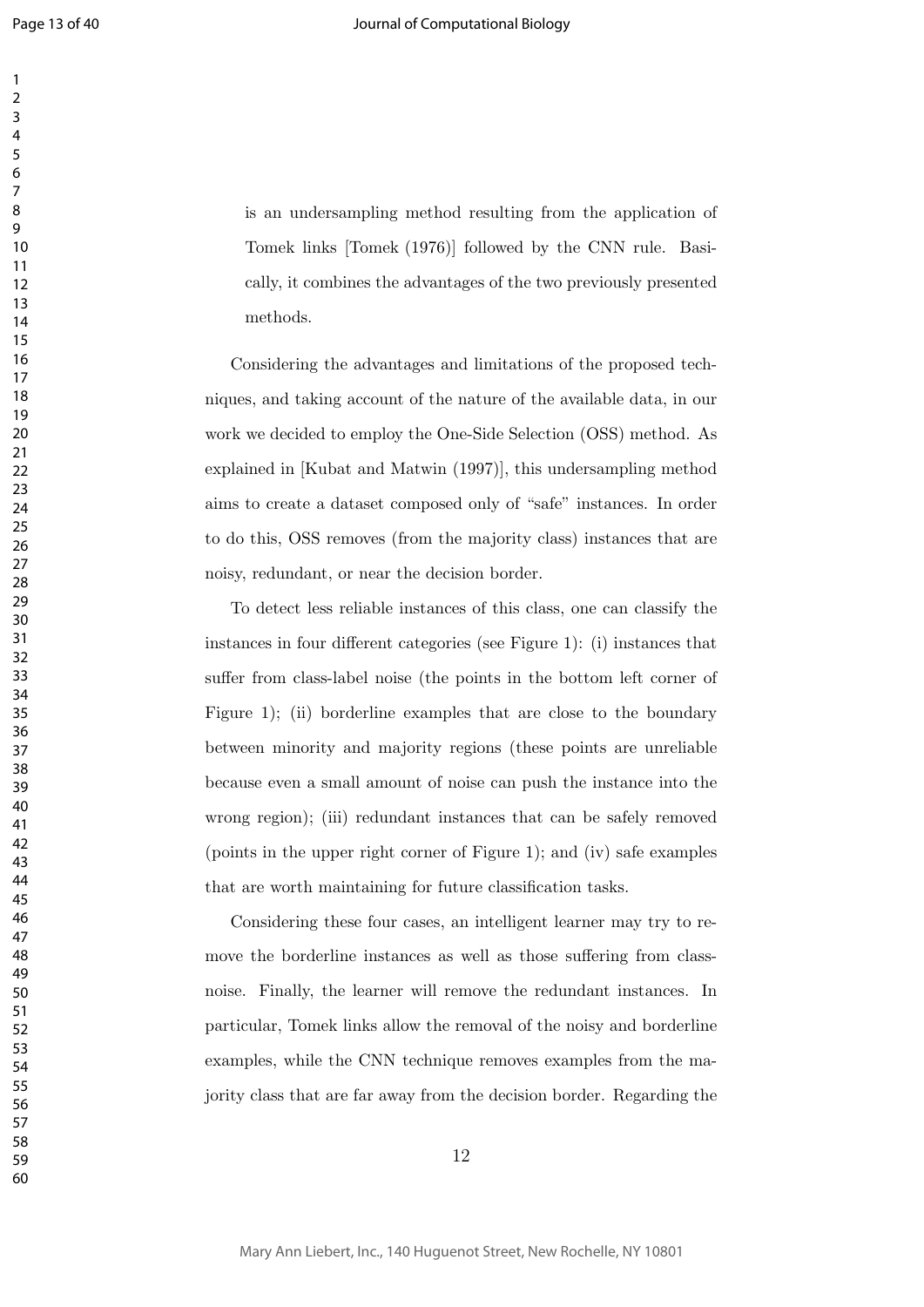is an undersampling method resulting from the application of Tomek links [Tomek (1976)] followed by the CNN rule. Basically, it combines the advantages of the two previously presented methods.

Considering the advantages and limitations of the proposed techniques, and taking account of the nature of the available data, in our work we decided to employ the One-Side Selection (OSS) method. As explained in [Kubat and Matwin (1997)], this undersampling method aims to create a dataset composed only of "safe" instances. In order to do this, OSS removes (from the majority class) instances that are noisy, redundant, or near the decision border.

To detect less reliable instances of this class, one can classify the instances in four different categories (see Figure 1): (i) instances that suffer from class-label noise (the points in the bottom left corner of Figure 1); (ii) borderline examples that are close to the boundary between minority and majority regions (these points are unreliable because even a small amount of noise can push the instance into the wrong region); (iii) redundant instances that can be safely removed (points in the upper right corner of Figure 1); and (iv) safe examples that are worth maintaining for future classification tasks.

Considering these four cases, an intelligent learner may try to remove the borderline instances as well as those suffering from class-noise. Finally, the learner will remove the redundant instances. In particular, Tomek links allow the removal of the noisy and borderline examples, while the CNN technique removes examples from the majority class that are far away from the decision border. Regarding the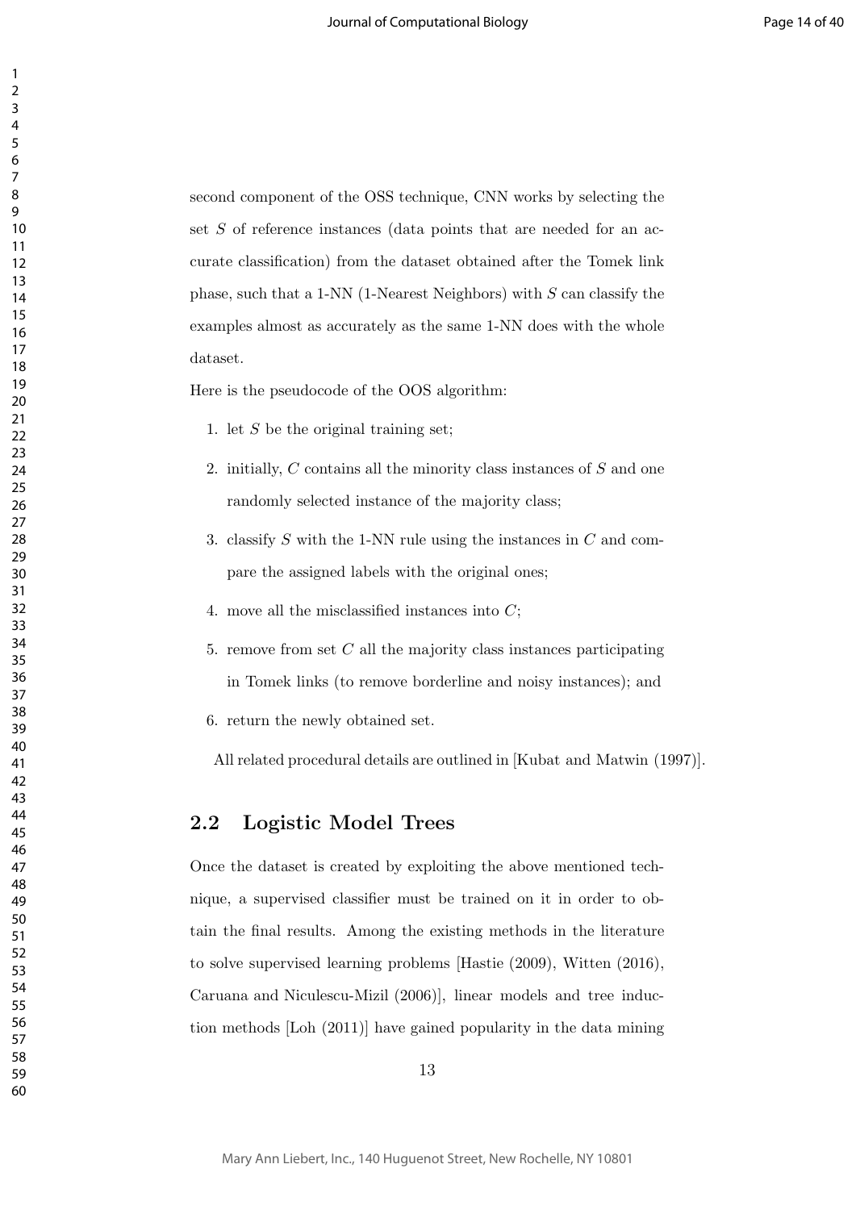second component of the OSS technique, CNN works by selecting the set $S$ of reference instances (data points that are needed for an accurate classification) from the dataset obtained after the Tomek link phase, such that a 1-NN (1-Nearest Neighbors) with $S$ can classify the examples almost as accurately as the same 1-NN does with the whole dataset.

Here is the pseudocode of the OOS algorithm:

1. let $S$ be the original training set;
2. initially, $C$ contains all the minority class instances of $S$ and one randomly selected instance of the majority class;
3. classify $S$ with the 1-NN rule using the instances in $C$ and compare the assigned labels with the original ones;
4. move all the misclassified instances into $C$;
5. remove from set $C$ all the majority class instances participating in Tomek links (to remove borderline and noisy instances); and
6. return the newly obtained set.

All related procedural details are outlined in [Kubat and Matwin (1997)].

## 2.2 Logistic Model Trees

Once the dataset is created by exploiting the above mentioned technique, a supervised classifier must be trained on it in order to obtain the final results. Among the existing methods in the literature to solve supervised learning problems [Hastie (2009), Witten (2016), Caruana and Niculescu-Mizil (2006)], linear models and tree induction methods [Loh (2011)] have gained popularity in the data mining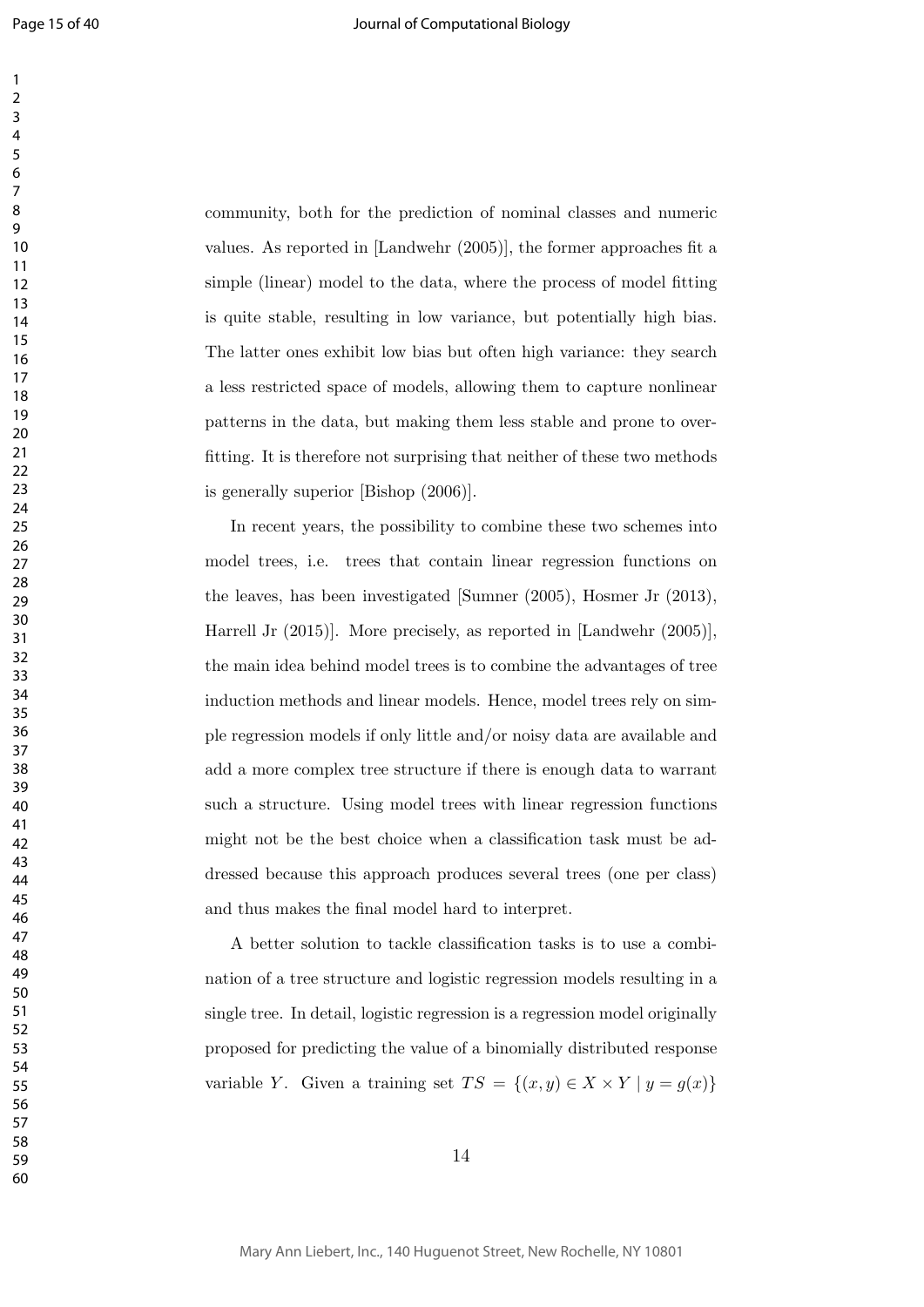community, both for the prediction of nominal classes and numeric values. As reported in [Landwehr (2005)], the former approaches fit a simple (linear) model to the data, where the process of model fitting is quite stable, resulting in low variance, but potentially high bias. The latter ones exhibit low bias but often high variance: they search a less restricted space of models, allowing them to capture nonlinear patterns in the data, but making them less stable and prone to overfitting. It is therefore not surprising that neither of these two methods is generally superior [Bishop (2006)].

In recent years, the possibility to combine these two schemes into model trees, i.e. trees that contain linear regression functions on the leaves, has been investigated [Sumner (2005), Hosmer Jr (2013), Harrell Jr (2015)]. More precisely, as reported in [Landwehr (2005)], the main idea behind model trees is to combine the advantages of tree induction methods and linear models. Hence, model trees rely on simple regression models if only little and/or noisy data are available and add a more complex tree structure if there is enough data to warrant such a structure. Using model trees with linear regression functions might not be the best choice when a classification task must be addressed because this approach produces several trees (one per class) and thus makes the final model hard to interpret.

A better solution to tackle classification tasks is to use a combination of a tree structure and logistic regression models resulting in a single tree. In detail, logistic regression is a regression model originally proposed for predicting the value of a binomially distributed response variable $Y$. Given a training set $TS = \{(x, y) \in X \times Y \mid y = g(x)\}$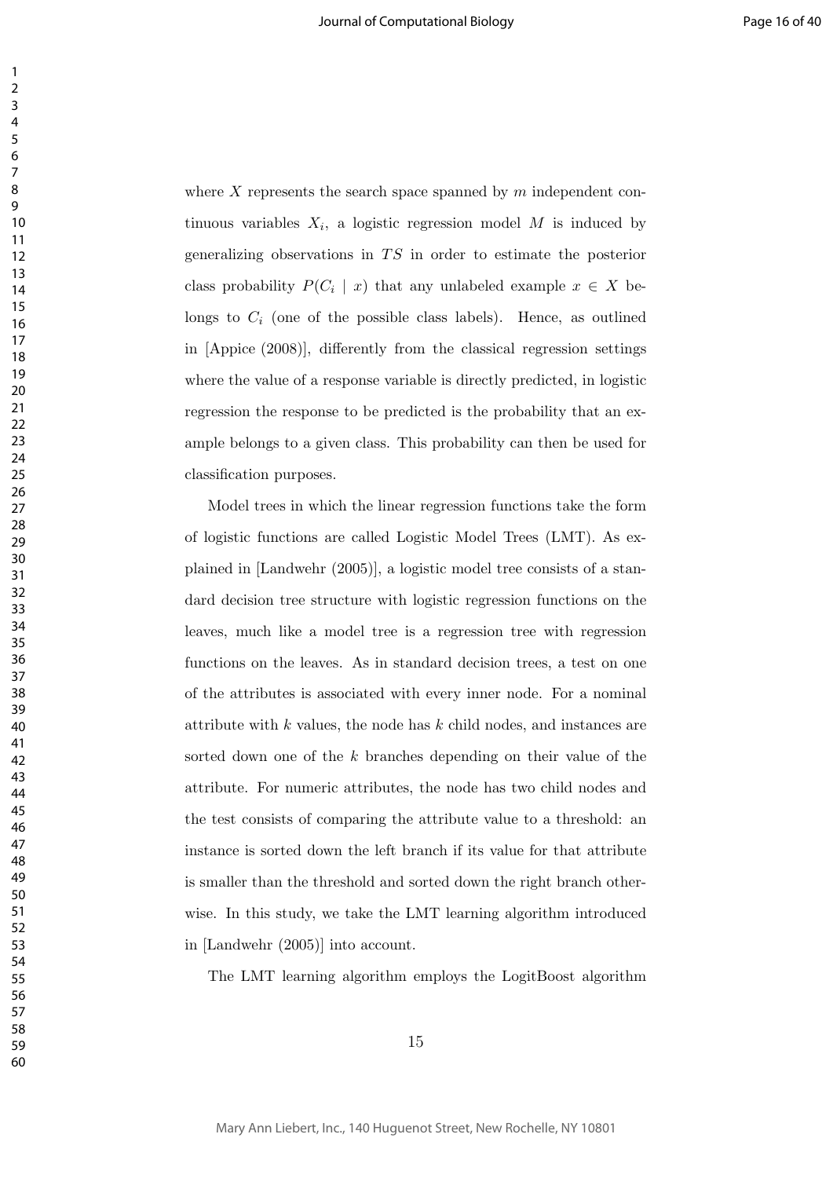where $X$ represents the search space spanned by $m$ independent continuous variables $X_i$, a logistic regression model $M$ is induced by generalizing observations in $TS$ in order to estimate the posterior class probability $P(C_i \mid x)$ that any unlabeled example $x \in X$ belongs to $C_i$ (one of the possible class labels). Hence, as outlined in [Appice (2008)], differently from the classical regression settings where the value of a response variable is directly predicted, in logistic regression the response to be predicted is the probability that an example belongs to a given class. This probability can then be used for classification purposes.

Model trees in which the linear regression functions take the form of logistic functions are called Logistic Model Trees (LMT). As explained in [Landwehr (2005)], a logistic model tree consists of a standard decision tree structure with logistic regression functions on the leaves, much like a model tree is a regression tree with regression functions on the leaves. As in standard decision trees, a test on one of the attributes is associated with every inner node. For a nominal attribute with $k$ values, the node has $k$ child nodes, and instances are sorted down one of the $k$ branches depending on their value of the attribute. For numeric attributes, the node has two child nodes and the test consists of comparing the attribute value to a threshold: an instance is sorted down the left branch if its value for that attribute is smaller than the threshold and sorted down the right branch otherwise. In this study, we take the LMT learning algorithm introduced in [Landwehr (2005)] into account.

The LMT learning algorithm employs the LogitBoost algorithm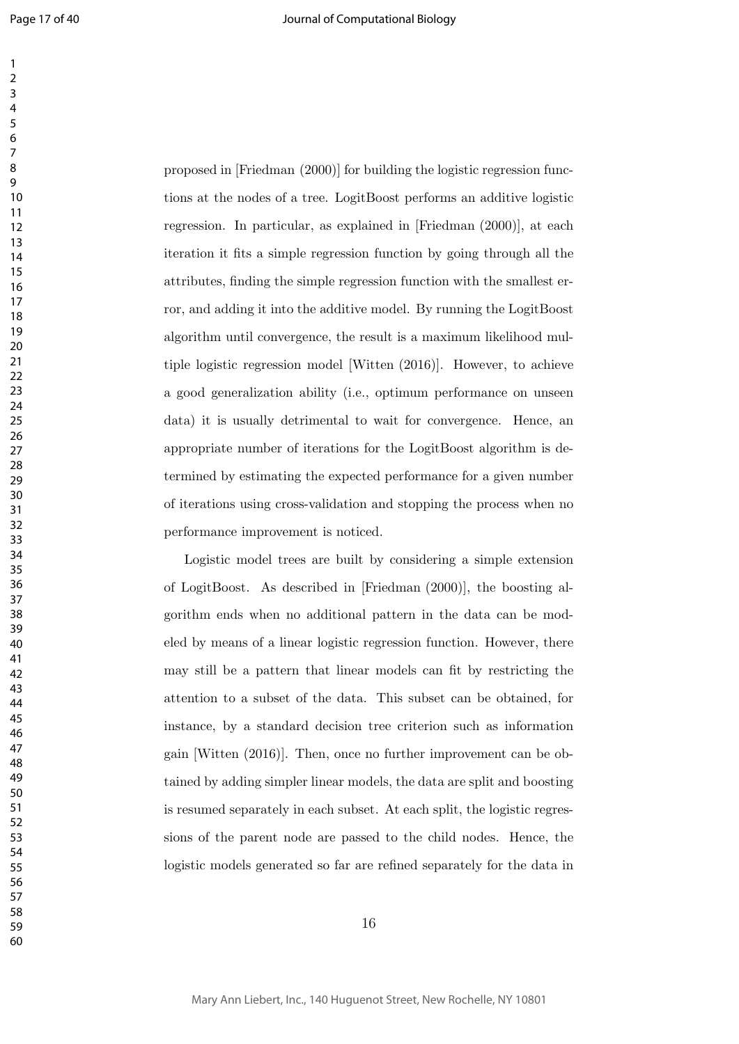proposed in [Friedman (2000)] for building the logistic regression functions at the nodes of a tree. LogitBoost performs an additive logistic regression. In particular, as explained in [Friedman (2000)], at each iteration it fits a simple regression function by going through all the attributes, finding the simple regression function with the smallest error, and adding it into the additive model. By running the LogitBoost algorithm until convergence, the result is a maximum likelihood multiple logistic regression model [Witten (2016)]. However, to achieve a good generalization ability (i.e., optimum performance on unseen data) it is usually detrimental to wait for convergence. Hence, an appropriate number of iterations for the LogitBoost algorithm is determined by estimating the expected performance for a given number of iterations using cross-validation and stopping the process when no performance improvement is noticed.

Logistic model trees are built by considering a simple extension of LogitBoost. As described in [Friedman (2000)], the boosting algorithm ends when no additional pattern in the data can be modeled by means of a linear logistic regression function. However, there may still be a pattern that linear models can fit by restricting the attention to a subset of the data. This subset can be obtained, for instance, by a standard decision tree criterion such as information gain [Witten (2016)]. Then, once no further improvement can be obtained by adding simpler linear models, the data are split and boosting is resumed separately in each subset. At each split, the logistic regressions of the parent node are passed to the child nodes. Hence, the logistic models generated so far are refined separately for the data in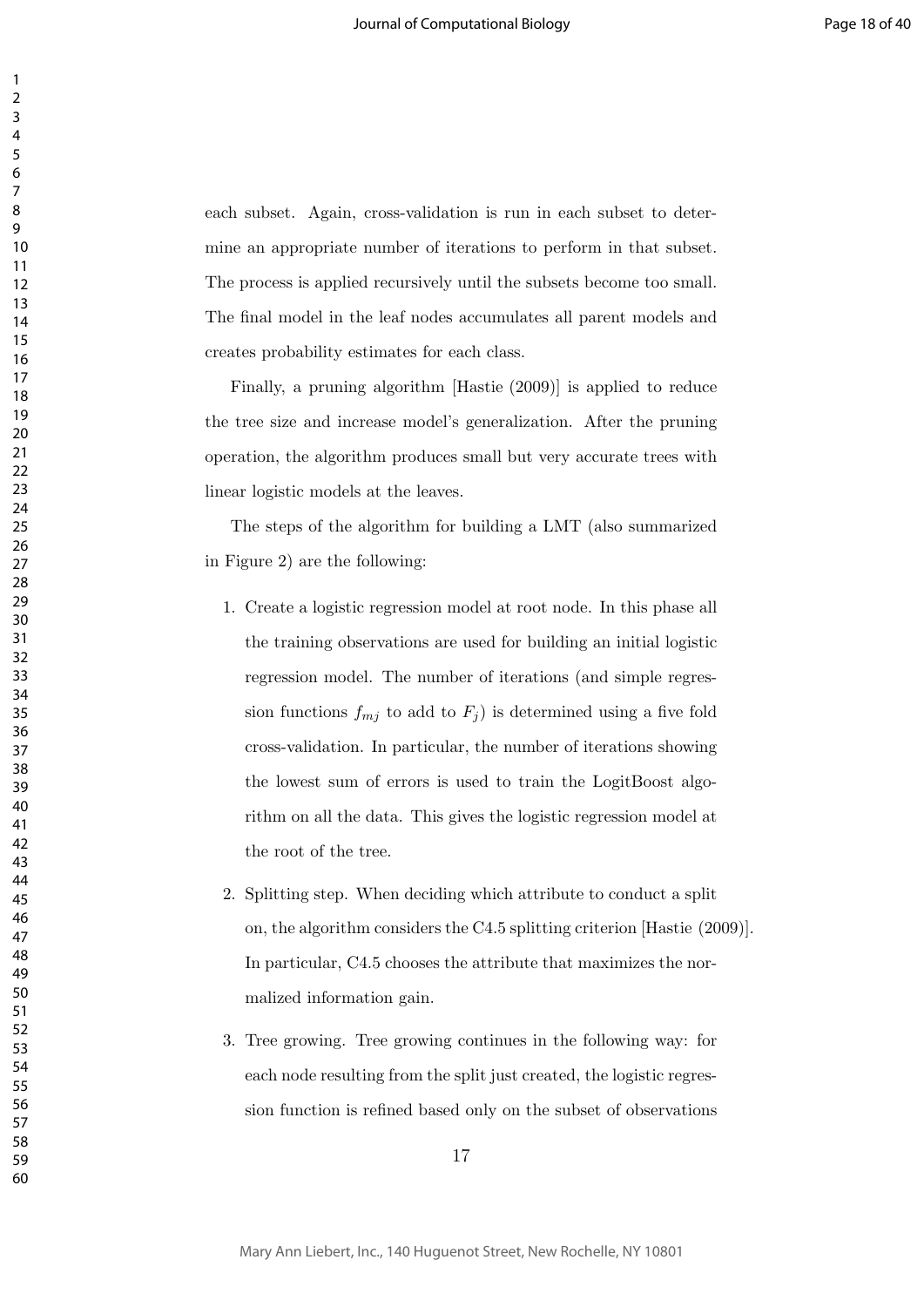each subset. Again, cross-validation is run in each subset to determine an appropriate number of iterations to perform in that subset. The process is applied recursively until the subsets become too small. The final model in the leaf nodes accumulates all parent models and creates probability estimates for each class.

Finally, a pruning algorithm [Hastie (2009)] is applied to reduce the tree size and increase model's generalization. After the pruning operation, the algorithm produces small but very accurate trees with linear logistic models at the leaves.

The steps of the algorithm for building a LMT (also summarized in Figure 2) are the following:

1. Create a logistic regression model at root node. In this phase all the training observations are used for building an initial logistic regression model. The number of iterations (and simple regression functions $f_{mj}$ to add to $F_j$) is determined using a five fold cross-validation. In particular, the number of iterations showing the lowest sum of errors is used to train the LogitBoost algorithm on all the data. This gives the logistic regression model at the root of the tree.

2. Splitting step. When deciding which attribute to conduct a split on, the algorithm considers the C4.5 splitting criterion [Hastie (2009)]. In particular, C4.5 chooses the attribute that maximizes the normalized information gain.

3. Tree growing. Tree growing continues in the following way: for each node resulting from the split just created, the logistic regression function is refined based only on the subset of observations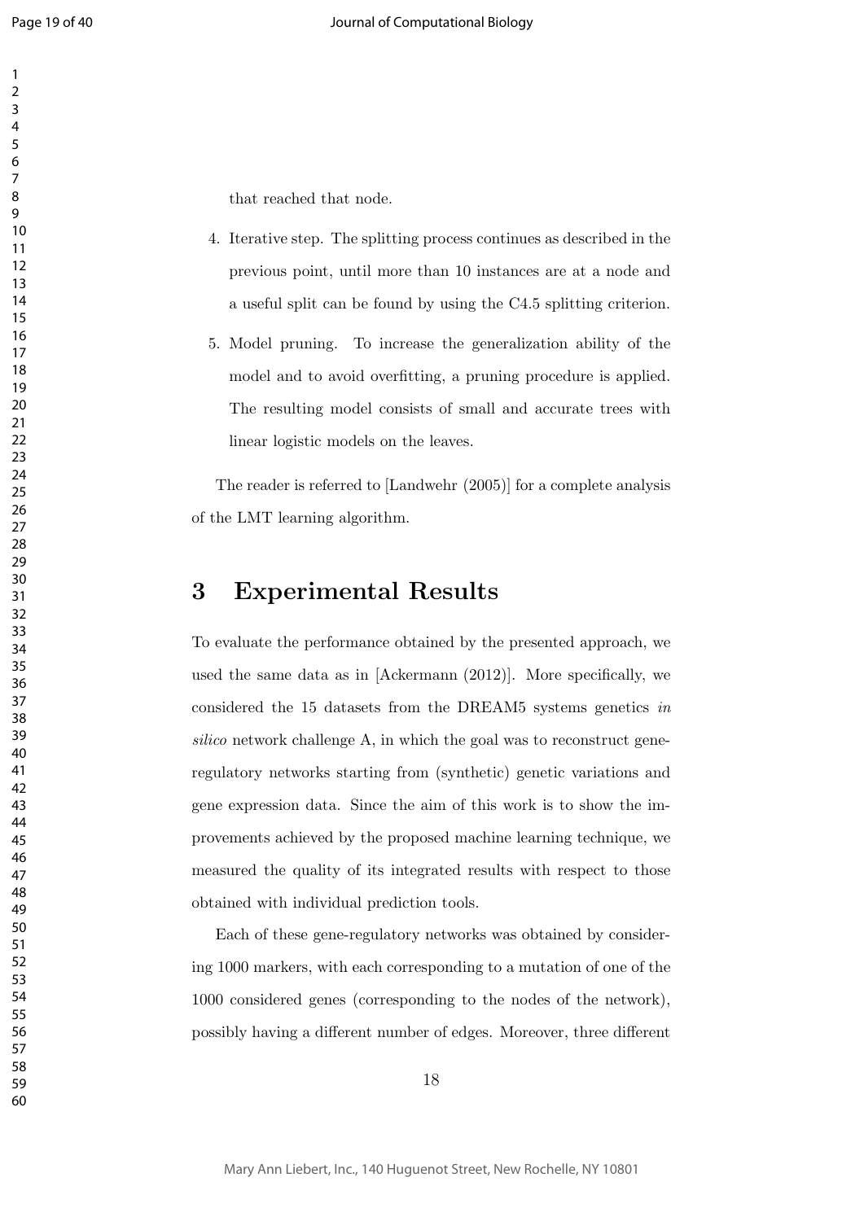that reached that node.

4. Iterative step. The splitting process continues as described in the previous point, until more than 10 instances are at a node and a useful split can be found by using the C4.5 splitting criterion.
5. Model pruning. To increase the generalization ability of the model and to avoid overfitting, a pruning procedure is applied. The resulting model consists of small and accurate trees with linear logistic models on the leaves.

The reader is referred to [Landwehr (2005)] for a complete analysis of the LMT learning algorithm.

# 3 Experimental Results

To evaluate the performance obtained by the presented approach, we used the same data as in [Ackermann (2012)]. More specifically, we considered the 15 datasets from the DREAM5 systems genetics *in silico* network challenge A, in which the goal was to reconstruct gene-regulatory networks starting from (synthetic) genetic variations and gene expression data. Since the aim of this work is to show the improvements achieved by the proposed machine learning technique, we measured the quality of its integrated results with respect to those obtained with individual prediction tools.

Each of these gene-regulatory networks was obtained by considering 1000 markers, with each corresponding to a mutation of one of the 1000 considered genes (corresponding to the nodes of the network), possibly having a different number of edges. Moreover, three different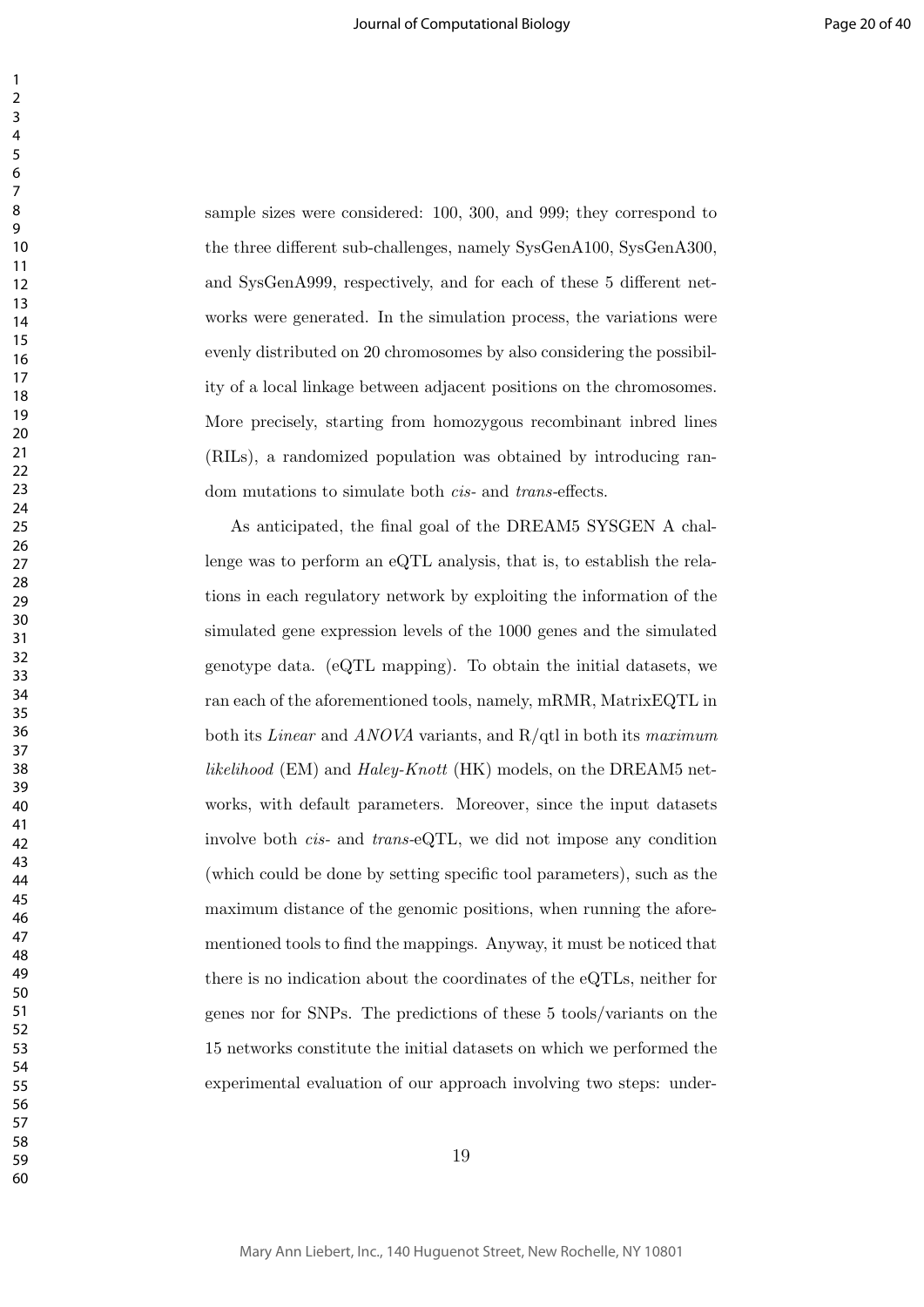sample sizes were considered: 100, 300, and 999; they correspond to the three different sub-challenges, namely SysGenA100, SysGenA300, and SysGenA999, respectively, and for each of these 5 different networks were generated. In the simulation process, the variations were evenly distributed on 20 chromosomes by also considering the possibility of a local linkage between adjacent positions on the chromosomes. More precisely, starting from homozygous recombinant inbred lines (RILs), a randomized population was obtained by introducing random mutations to simulate both *cis*- and *trans*-effects.

As anticipated, the final goal of the DREAM5 SYSGEN A challenge was to perform an eQTL analysis, that is, to establish the relations in each regulatory network by exploiting the information of the simulated gene expression levels of the 1000 genes and the simulated genotype data. (eQTL mapping). To obtain the initial datasets, we ran each of the aforementioned tools, namely, mRMR, MatrixEQTL in both its *Linear* and *ANOVA* variants, and R/qtl in both its *maximum likelihood* (EM) and *Haley-Knott* (HK) models, on the DREAM5 networks, with default parameters. Moreover, since the input datasets involve both *cis*- and *trans*-eQTL, we did not impose any condition (which could be done by setting specific tool parameters), such as the maximum distance of the genomic positions, when running the aforementioned tools to find the mappings. Anyway, it must be noticed that there is no indication about the coordinates of the eQTLs, neither for genes nor for SNPs. The predictions of these 5 tools/variants on the 15 networks constitute the initial datasets on which we performed the experimental evaluation of our approach involving two steps: under-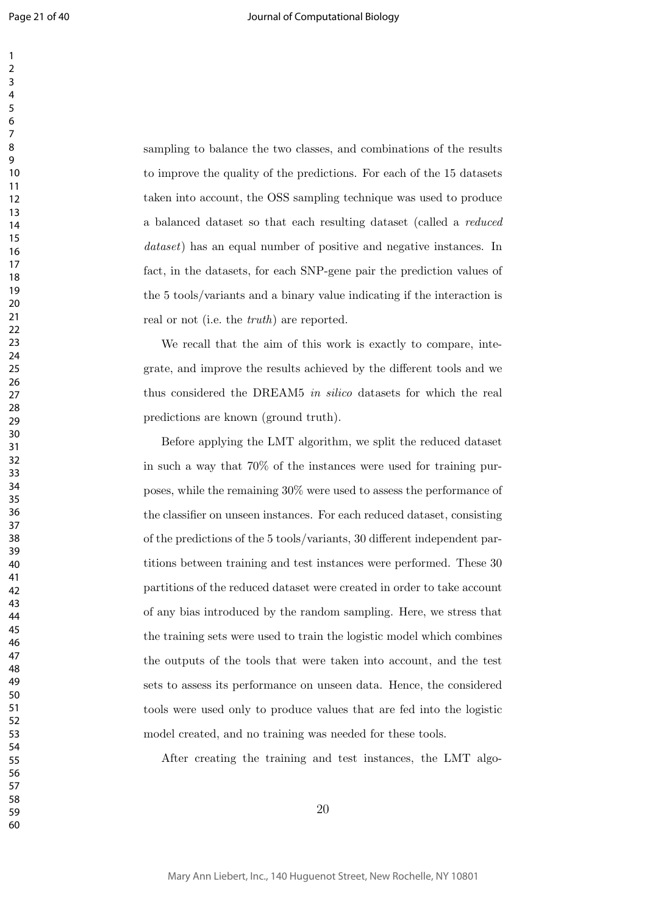sampling to balance the two classes, and combinations of the results to improve the quality of the predictions. For each of the 15 datasets taken into account, the OSS sampling technique was used to produce a balanced dataset so that each resulting dataset (called a *reduced dataset*) has an equal number of positive and negative instances. In fact, in the datasets, for each SNP-gene pair the prediction values of the 5 tools/variants and a binary value indicating if the interaction is real or not (i.e. the *truth*) are reported.

We recall that the aim of this work is exactly to compare, integrate, and improve the results achieved by the different tools and we thus considered the DREAM5 *in silico* datasets for which the real predictions are known (ground truth).

Before applying the LMT algorithm, we split the reduced dataset in such a way that 70% of the instances were used for training purposes, while the remaining 30% were used to assess the performance of the classifier on unseen instances. For each reduced dataset, consisting of the predictions of the 5 tools/variants, 30 different independent partitions between training and test instances were performed. These 30 partitions of the reduced dataset were created in order to take account of any bias introduced by the random sampling. Here, we stress that the training sets were used to train the logistic model which combines the outputs of the tools that were taken into account, and the test sets to assess its performance on unseen data. Hence, the considered tools were used only to produce values that are fed into the logistic model created, and no training was needed for these tools.

After creating the training and test instances, the LMT algo-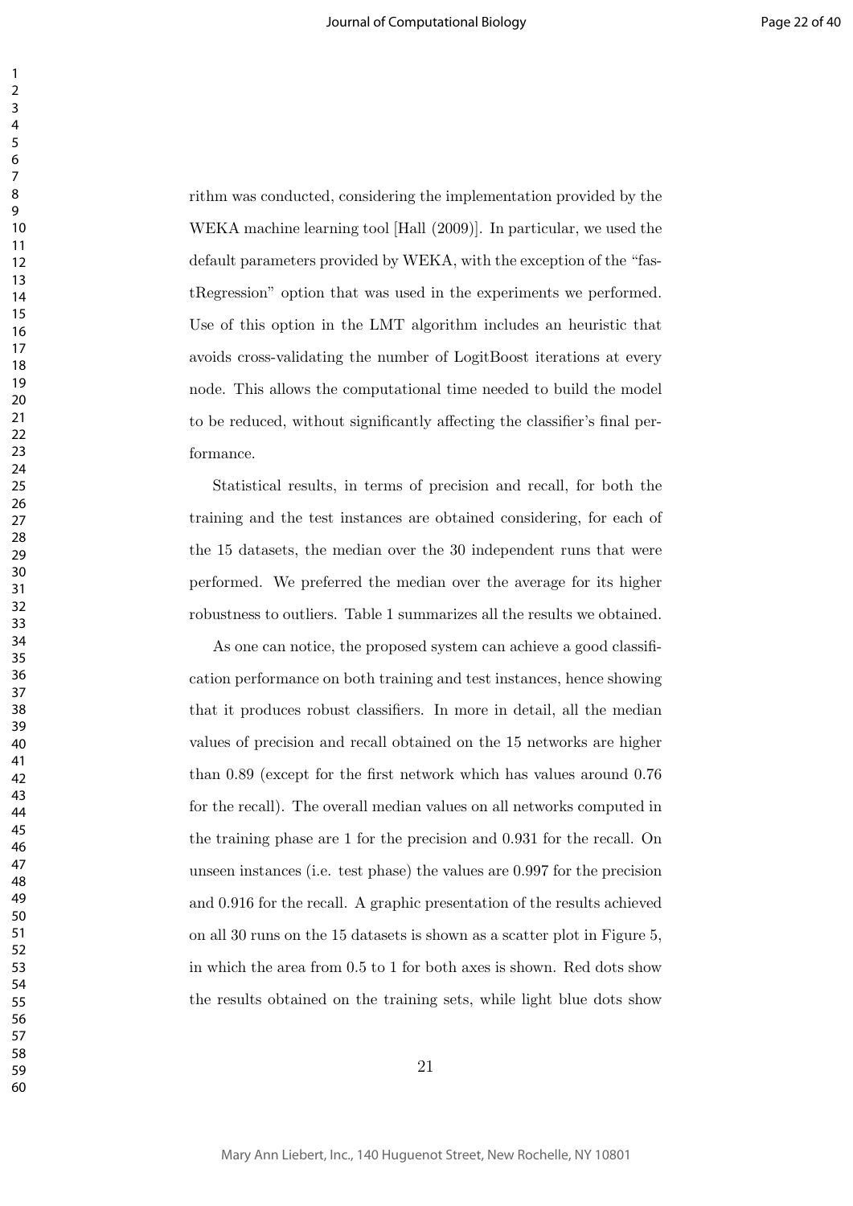rithm was conducted, considering the implementation provided by the WEKA machine learning tool [Hall (2009)]. In particular, we used the default parameters provided by WEKA, with the exception of the "fastRegression" option that was used in the experiments we performed. Use of this option in the LMT algorithm includes an heuristic that avoids cross-validating the number of LogitBoost iterations at every node. This allows the computational time needed to build the model to be reduced, without significantly affecting the classifier's final performance.

Statistical results, in terms of precision and recall, for both the training and the test instances are obtained considering, for each of the 15 datasets, the median over the 30 independent runs that were performed. We preferred the median over the average for its higher robustness to outliers. Table 1 summarizes all the results we obtained.

As one can notice, the proposed system can achieve a good classification performance on both training and test instances, hence showing that it produces robust classifiers. In more in detail, all the median values of precision and recall obtained on the 15 networks are higher than 0.89 (except for the first network which has values around 0.76 for the recall). The overall median values on all networks computed in the training phase are 1 for the precision and 0.931 for the recall. On unseen instances (i.e. test phase) the values are 0.997 for the precision and 0.916 for the recall. A graphic presentation of the results achieved on all 30 runs on the 15 datasets is shown as a scatter plot in Figure 5, in which the area from 0.5 to 1 for both axes is shown. Red dots show the results obtained on the training sets, while light blue dots show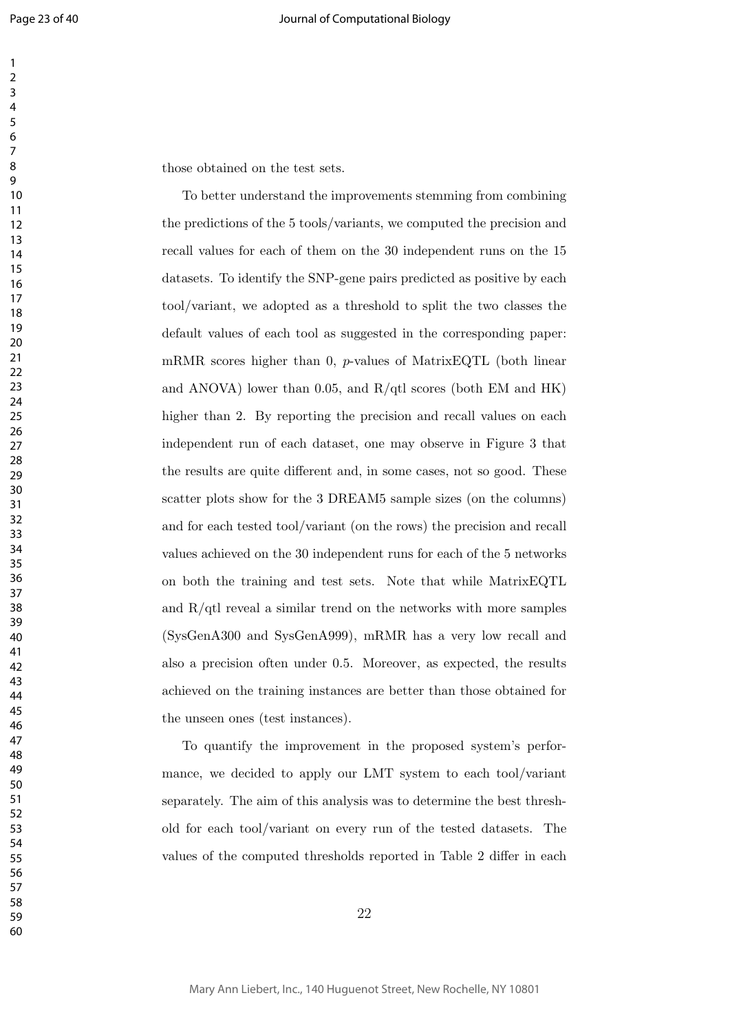those obtained on the test sets.

To better understand the improvements stemming from combining the predictions of the 5 tools/variants, we computed the precision and recall values for each of them on the 30 independent runs on the 15 datasets. To identify the SNP-gene pairs predicted as positive by each tool/variant, we adopted as a threshold to split the two classes the default values of each tool as suggested in the corresponding paper: mRMR scores higher than 0, $p$-values of MatrixEQTL (both linear and ANOVA) lower than 0.05, and R/qtl scores (both EM and HK) higher than 2. By reporting the precision and recall values on each independent run of each dataset, one may observe in Figure 3 that the results are quite different and, in some cases, not so good. These scatter plots show for the 3 DREAM5 sample sizes (on the columns) and for each tested tool/variant (on the rows) the precision and recall values achieved on the 30 independent runs for each of the 5 networks on both the training and test sets. Note that while MatrixEQTL and R/qtl reveal a similar trend on the networks with more samples (SysGenA300 and SysGenA999), mRMR has a very low recall and also a precision often under 0.5. Moreover, as expected, the results achieved on the training instances are better than those obtained for the unseen ones (test instances).

To quantify the improvement in the proposed system's performance, we decided to apply our LMT system to each tool/variant separately. The aim of this analysis was to determine the best threshold for each tool/variant on every run of the tested datasets. The values of the computed thresholds reported in Table 2 differ in each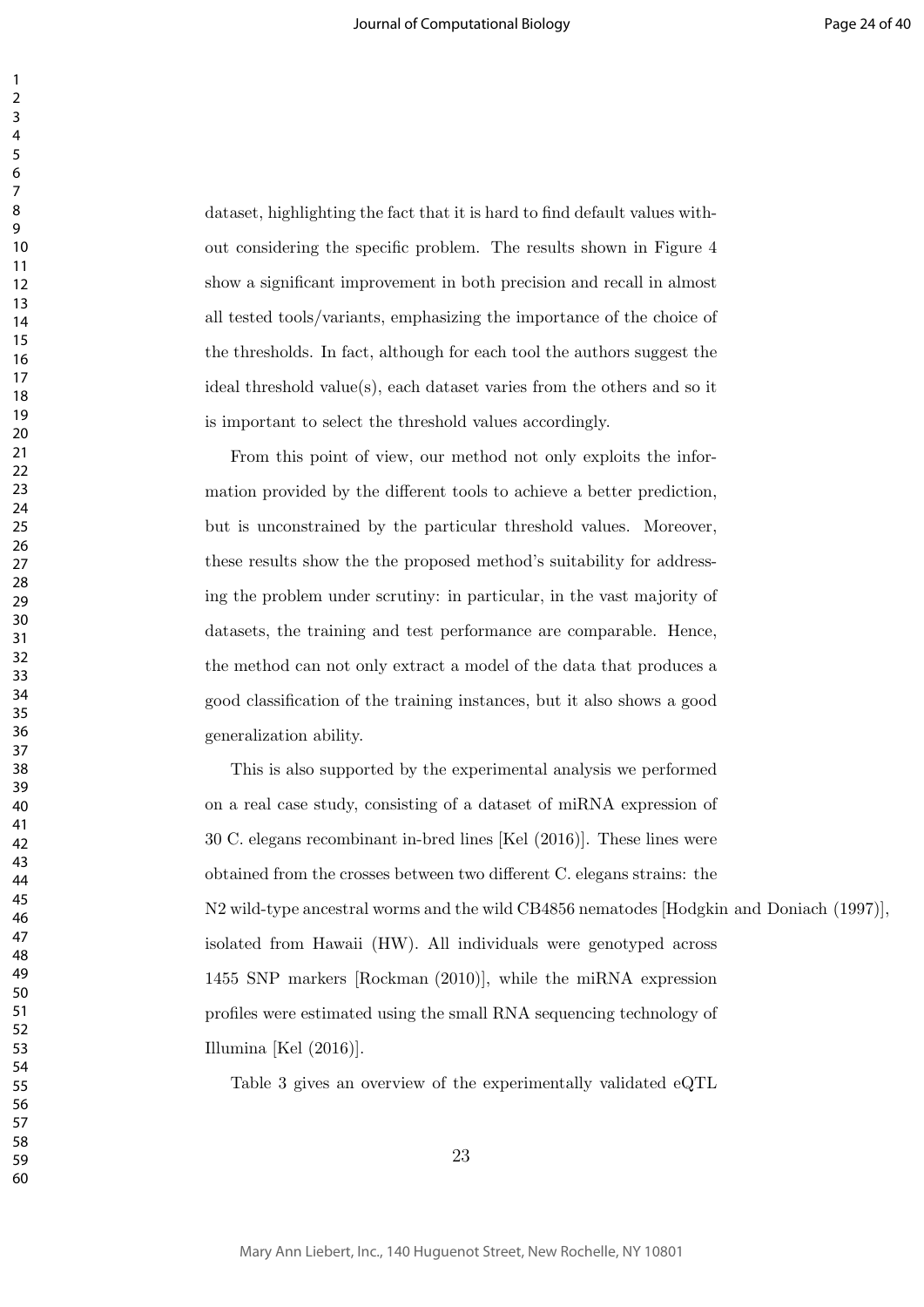dataset, highlighting the fact that it is hard to find default values without considering the specific problem. The results shown in Figure 4 show a significant improvement in both precision and recall in almost all tested tools/variants, emphasizing the importance of the choice of the thresholds. In fact, although for each tool the authors suggest the ideal threshold value(s), each dataset varies from the others and so it is important to select the threshold values accordingly.

From this point of view, our method not only exploits the information provided by the different tools to achieve a better prediction, but is unconstrained by the particular threshold values. Moreover, these results show the the proposed method's suitability for addressing the problem under scrutiny: in particular, in the vast majority of datasets, the training and test performance are comparable. Hence, the method can not only extract a model of the data that produces a good classification of the training instances, but it also shows a good generalization ability.

This is also supported by the experimental analysis we performed on a real case study, consisting of a dataset of miRNA expression of 30 C. elegans recombinant in-bred lines [Kel (2016)]. These lines were obtained from the crosses between two different C. elegans strains: the N2 wild-type ancestral worms and the wild CB4856 nematodes [Hodgkin and Doniach (1997)], isolated from Hawaii (HW). All individuals were genotyped across 1455 SNP markers [Rockman (2010)], while the miRNA expression profiles were estimated using the small RNA sequencing technology of Illumina [Kel (2016)].

Table 3 gives an overview of the experimentally validated eQTL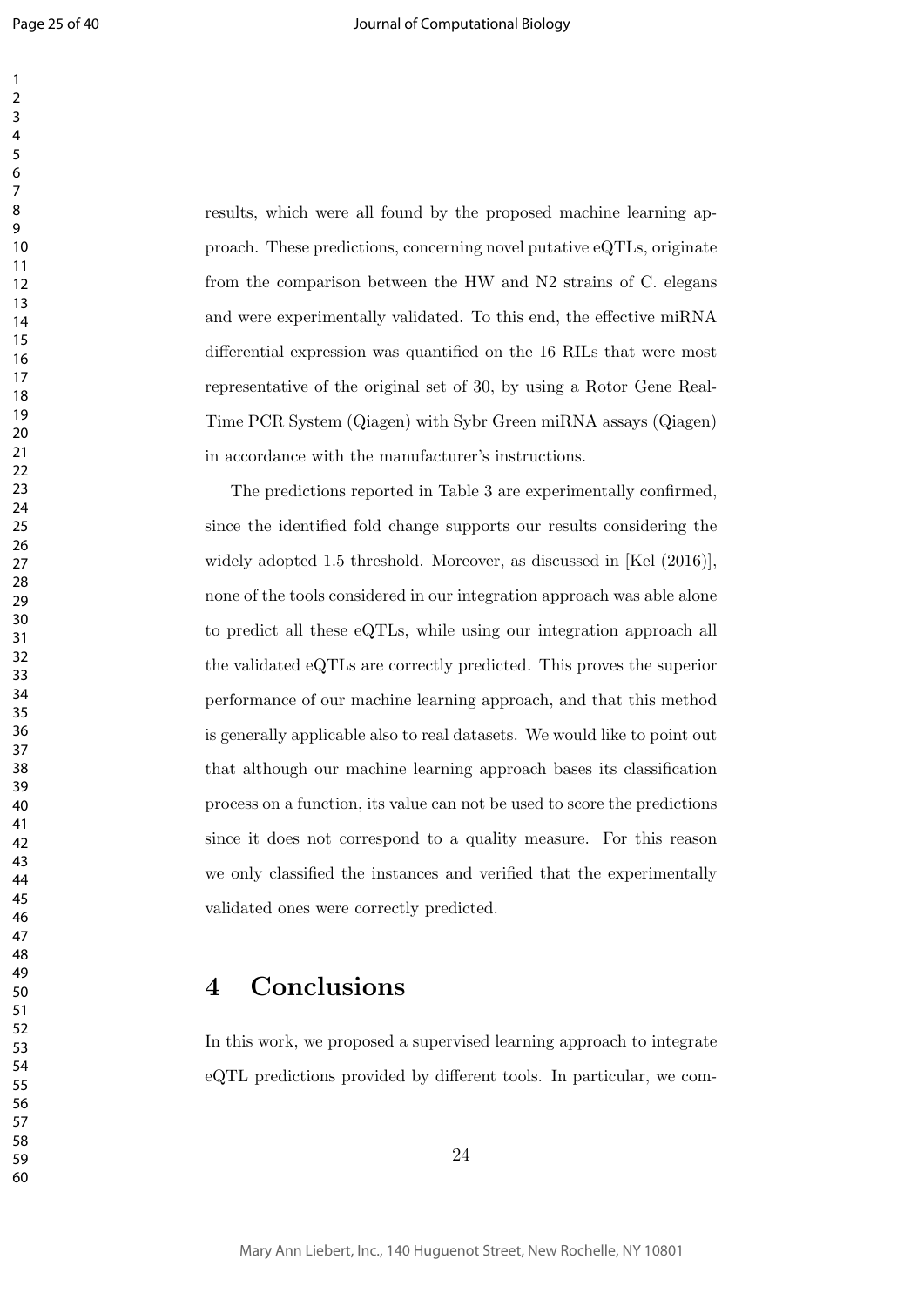results, which were all found by the proposed machine learning approach. These predictions, concerning novel putative eQTLs, originate from the comparison between the HW and N2 strains of C. elegans and were experimentally validated. To this end, the effective miRNA differential expression was quantified on the 16 RILs that were most representative of the original set of 30, by using a Rotor Gene Real-Time PCR System (Qiagen) with Sybr Green miRNA assays (Qiagen) in accordance with the manufacturer's instructions.

The predictions reported in Table 3 are experimentally confirmed, since the identified fold change supports our results considering the widely adopted 1.5 threshold. Moreover, as discussed in [Kel (2016)], none of the tools considered in our integration approach was able alone to predict all these eQTLs, while using our integration approach all the validated eQTLs are correctly predicted. This proves the superior performance of our machine learning approach, and that this method is generally applicable also to real datasets. We would like to point out that although our machine learning approach bases its classification process on a function, its value can not be used to score the predictions since it does not correspond to a quality measure. For this reason we only classified the instances and verified that the experimentally validated ones were correctly predicted.

# 4 Conclusions

In this work, we proposed a supervised learning approach to integrate eQTL predictions provided by different tools. In particular, we com-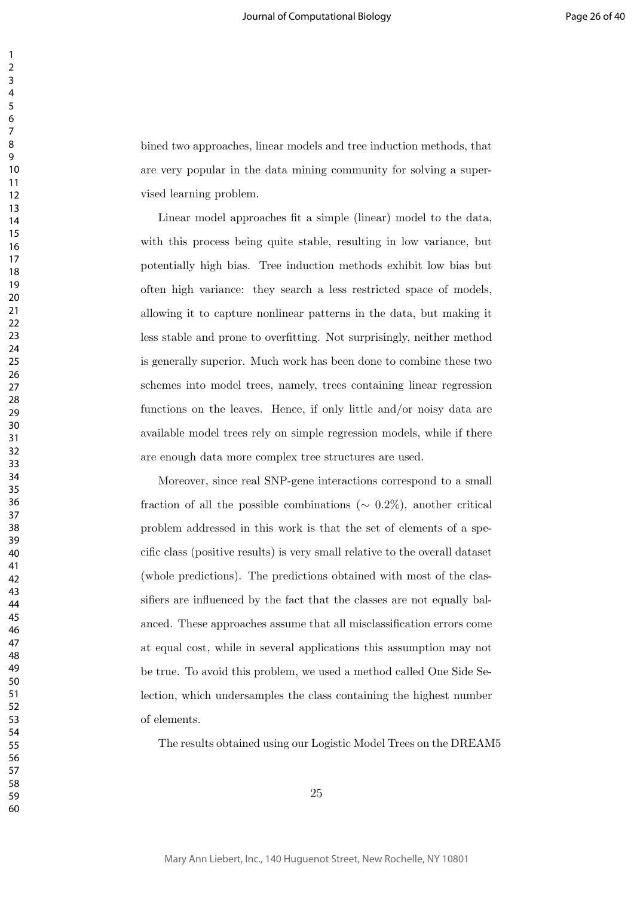bined two approaches, linear models and tree induction methods, that are very popular in the data mining community for solving a supervised learning problem.

Linear model approaches fit a simple (linear) model to the data, with this process being quite stable, resulting in low variance, but potentially high bias. Tree induction methods exhibit low bias but often high variance: they search a less restricted space of models, allowing it to capture nonlinear patterns in the data, but making it less stable and prone to overfitting. Not surprisingly, neither method is generally superior. Much work has been done to combine these two schemes into model trees, namely, trees containing linear regression functions on the leaves. Hence, if only little and/or noisy data are available model trees rely on simple regression models, while if there are enough data more complex tree structures are used.

Moreover, since real SNP-gene interactions correspond to a small fraction of all the possible combinations ($\sim 0.2\%$), another critical problem addressed in this work is that the set of elements of a specific class (positive results) is very small relative to the overall dataset (whole predictions). The predictions obtained with most of the classifiers are influenced by the fact that the classes are not equally balanced. These approaches assume that all misclassification errors come at equal cost, while in several applications this assumption may not be true. To avoid this problem, we used a method called One Side Selection, which undersamples the class containing the highest number of elements.

The results obtained using our Logistic Model Trees on the DREAM5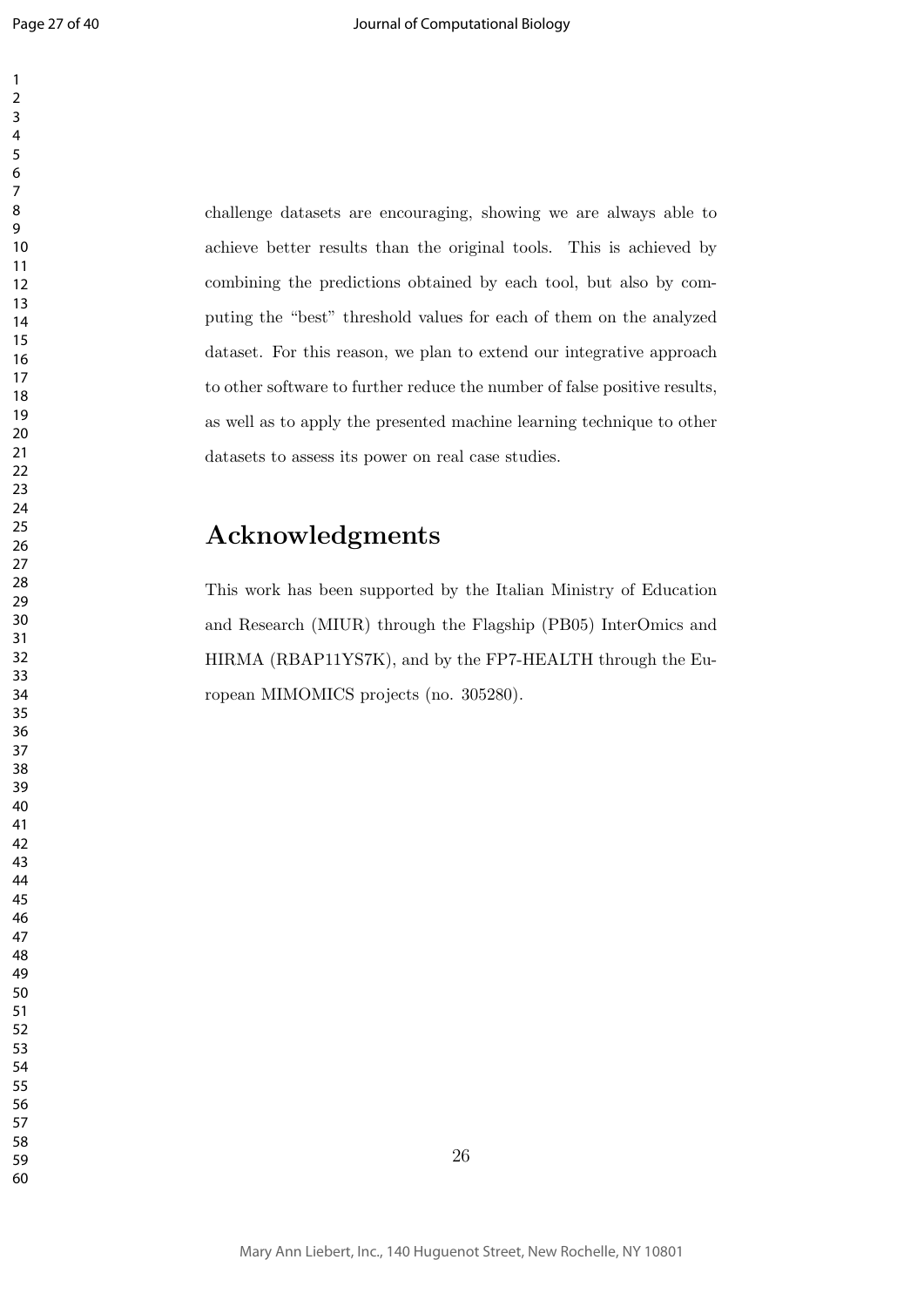challenge datasets are encouraging, showing we are always able to achieve better results than the original tools. This is achieved by combining the predictions obtained by each tool, but also by computing the "best" threshold values for each of them on the analyzed dataset. For this reason, we plan to extend our integrative approach to other software to further reduce the number of false positive results, as well as to apply the presented machine learning technique to other datasets to assess its power on real case studies.

# Acknowledgments

This work has been supported by the Italian Ministry of Education and Research (MIUR) through the Flagship (PB05) InterOmics and HIRMA (RBAP11YS7K), and by the FP7-HEALTH through the European MIMOMICS projects (no. 305280).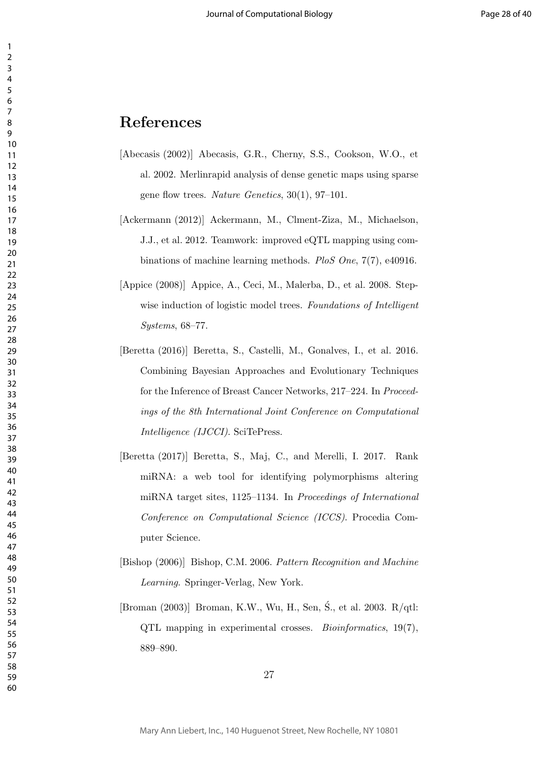# References

[Abecasis (2002)] Abecasis, G.R., Cherny, S.S., Cookson, W.O., et al. 2002. Merlinrapid analysis of dense genetic maps using sparse gene flow trees. *Nature Genetics*, 30(1), 97–101.

[Ackermann (2012)] Ackermann, M., Clment-Ziza, M., Michaelson, J.J., et al. 2012. Teamwork: improved eQTL mapping using combinations of machine learning methods. *PloS One*, 7(7), e40916.

[Appice (2008)] Appice, A., Ceci, M., Malerba, D., et al. 2008. Stepwise induction of logistic model trees. *Foundations of Intelligent Systems*, 68–77.

[Beretta (2016)] Beretta, S., Castelli, M., Gonalves, I., et al. 2016. Combining Bayesian Approaches and Evolutionary Techniques for the Inference of Breast Cancer Networks, 217–224. In *Proceedings of the 8th International Joint Conference on Computational Intelligence (IJCCI)*. SciTePress.

[Beretta (2017)] Beretta, S., Maj, C., and Merelli, I. 2017. Rank miRNA: a web tool for identifying polymorphisms altering miRNA target sites, 1125–1134. In *Proceedings of International Conference on Computational Science (ICCS)*. Procedia Computer Science.

[Bishop (2006)] Bishop, C.M. 2006. *Pattern Recognition and Machine Learning*. Springer-Verlag, New York.

[Broman (2003)] Broman, K.W., Wu, H., Sen, Ś., et al. 2003. R/qtl: QTL mapping in experimental crosses. *Bioinformatics*, 19(7), 889–890.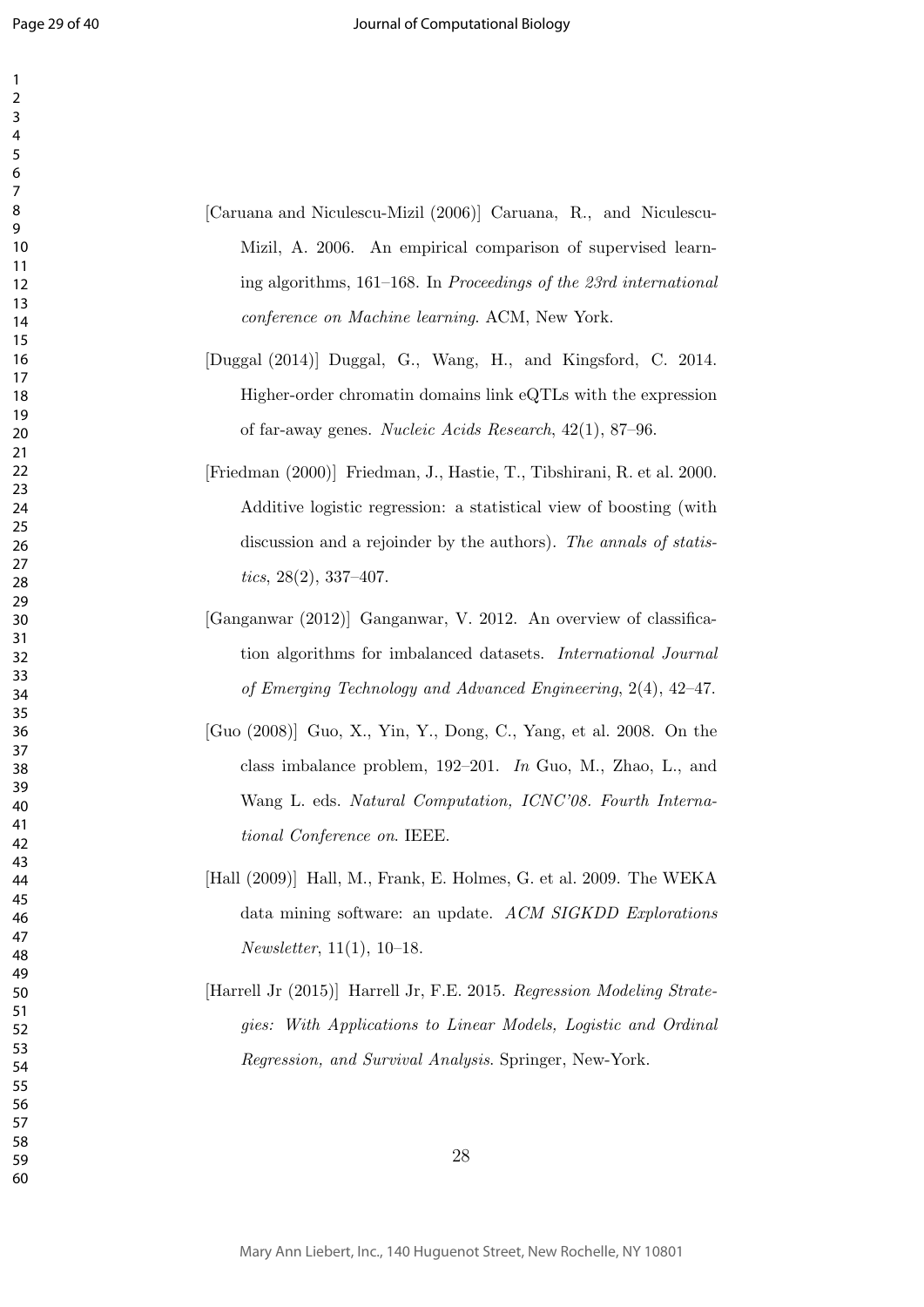[Caruana and Niculescu-Mizil (2006)] Caruana, R., and Niculescu-Mizil, A. 2006. An empirical comparison of supervised learning algorithms, 161–168. In *Proceedings of the 23rd international conference on Machine learning*. ACM, New York.

[Duggal (2014)] Duggal, G., Wang, H., and Kingsford, C. 2014. Higher-order chromatin domains link eQTLs with the expression of far-away genes. *Nucleic Acids Research*, 42(1), 87–96.

[Friedman (2000)] Friedman, J., Hastie, T., Tibshirani, R. et al. 2000. Additive logistic regression: a statistical view of boosting (with discussion and a rejoinder by the authors). *The annals of statistics*, 28(2), 337–407.

[Ganganwar (2012)] Ganganwar, V. 2012. An overview of classification algorithms for imbalanced datasets. *International Journal of Emerging Technology and Advanced Engineering*, 2(4), 42–47.

[Guo (2008)] Guo, X., Yin, Y., Dong, C., Yang, et al. 2008. On the class imbalance problem, 192–201. *In* Guo, M., Zhao, L., and Wang L. eds. *Natural Computation, ICNC'08. Fourth International Conference on*. IEEE.

[Hall (2009)] Hall, M., Frank, E. Holmes, G. et al. 2009. The WEKA data mining software: an update. *ACM SIGKDD Explorations Newsletter*, 11(1), 10–18.

[Harrell Jr (2015)] Harrell Jr, F.E. 2015. *Regression Modeling Strategies: With Applications to Linear Models, Logistic and Ordinal Regression, and Survival Analysis*. Springer, New-York.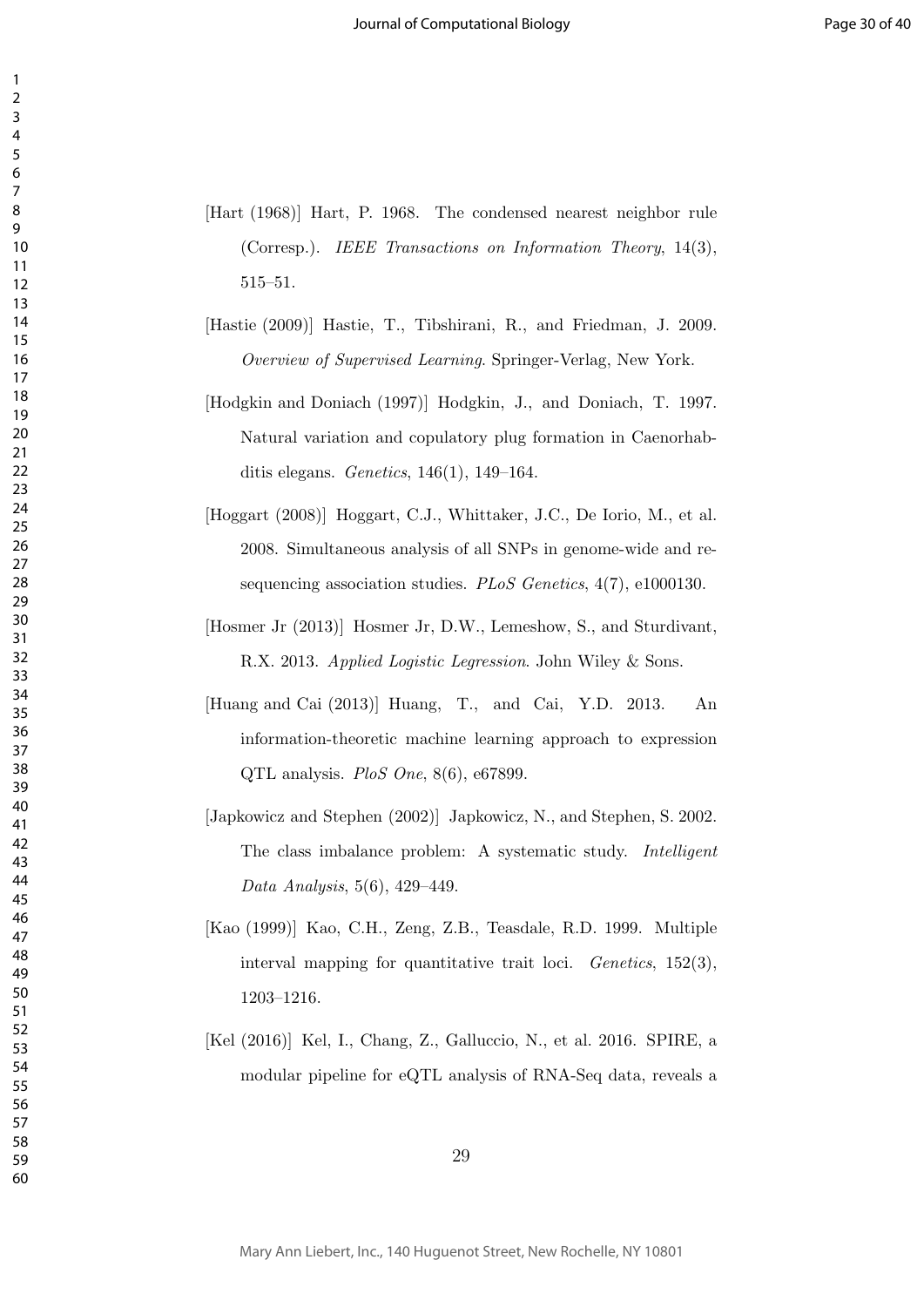[Hart (1968)] Hart, P. 1968. The condensed nearest neighbor rule (Corresp.). *IEEE Transactions on Information Theory*, 14(3), 515–51.

[Hastie (2009)] Hastie, T., Tibshirani, R., and Friedman, J. 2009. *Overview of Supervised Learning*. Springer-Verlag, New York.

[Hodgkin and Doniach (1997)] Hodgkin, J., and Doniach, T. 1997. Natural variation and copulatory plug formation in Caenorhabditis elegans. *Genetics*, 146(1), 149–164.

[Hoggart (2008)] Hoggart, C.J., Whittaker, J.C., De Iorio, M., et al. 2008. Simultaneous analysis of all SNPs in genome-wide and resequencing association studies. *PLoS Genetics*, 4(7), e1000130.

[Hosmer Jr (2013)] Hosmer Jr, D.W., Lemeshow, S., and Sturdivant, R.X. 2013. *Applied Logistic Legression*. John Wiley & Sons.

[Huang and Cai (2013)] Huang, T., and Cai, Y.D. 2013. An information-theoretic machine learning approach to expression QTL analysis. *PloS One*, 8(6), e67899.

[Japkowicz and Stephen (2002)] Japkowicz, N., and Stephen, S. 2002. The class imbalance problem: A systematic study. *Intelligent Data Analysis*, 5(6), 429–449.

[Kao (1999)] Kao, C.H., Zeng, Z.B., Teasdale, R.D. 1999. Multiple interval mapping for quantitative trait loci. *Genetics*, 152(3), 1203–1216.

[Kel (2016)] Kel, I., Chang, Z., Galluccio, N., et al. 2016. SPIRE, a modular pipeline for eQTL analysis of RNA-Seq data, reveals a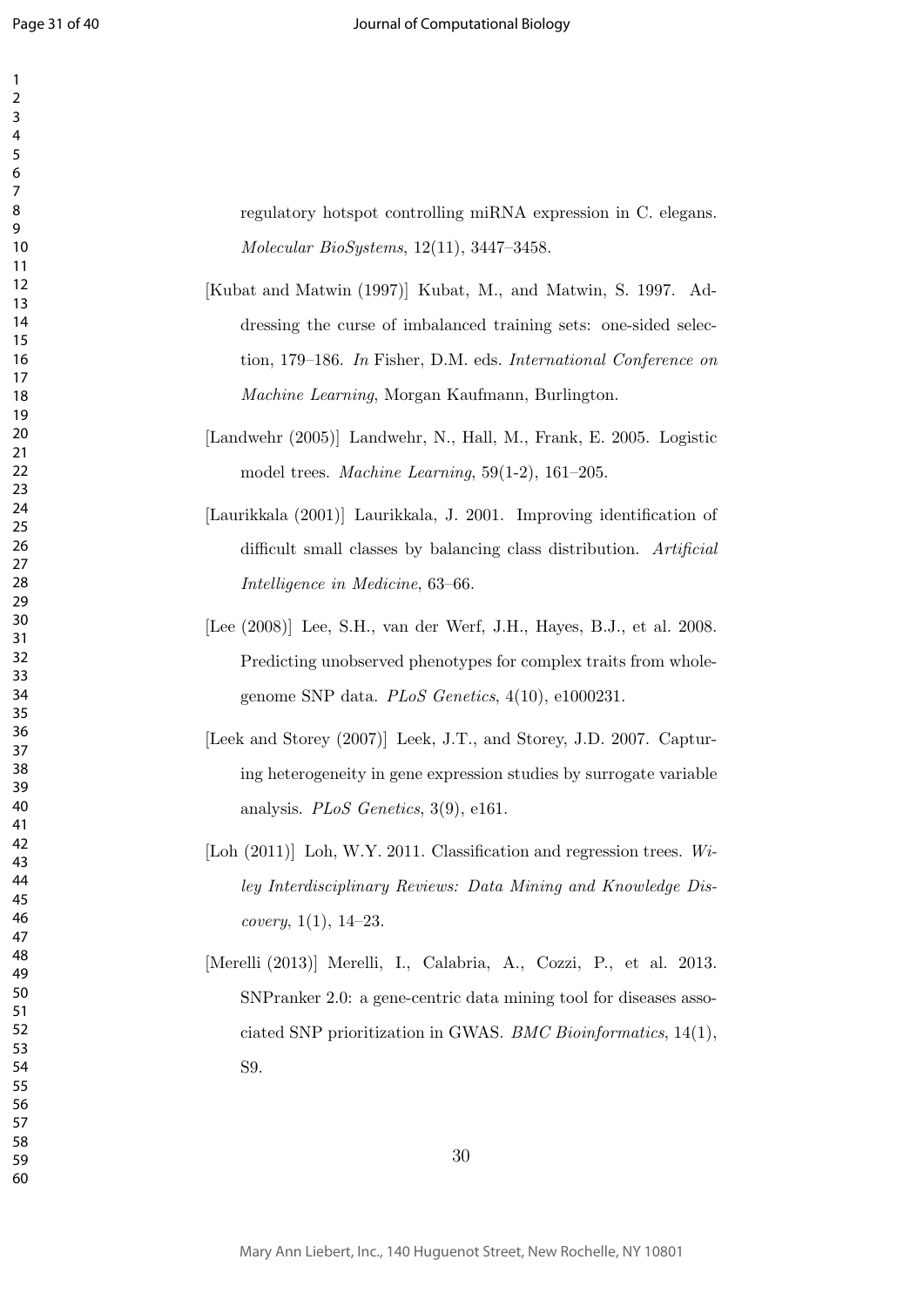regulatory hotspot controlling miRNA expression in C. elegans. *Molecular BioSystems*, 12(11), 3447–3458.

[Kubat and Matwin (1997)] Kubat, M., and Matwin, S. 1997. Addressing the curse of imbalanced training sets: one-sided selection, 179–186. *In* Fisher, D.M. eds. *International Conference on Machine Learning*, Morgan Kaufmann, Burlington.

[Landwehr (2005)] Landwehr, N., Hall, M., Frank, E. 2005. Logistic model trees. *Machine Learning*, 59(1-2), 161–205.

[Laurikkala (2001)] Laurikkala, J. 2001. Improving identification of difficult small classes by balancing class distribution. *Artificial Intelligence in Medicine*, 63–66.

[Lee (2008)] Lee, S.H., van der Werf, J.H., Hayes, B.J., et al. 2008. Predicting unobserved phenotypes for complex traits from whole-genome SNP data. *PLoS Genetics*, 4(10), e1000231.

[Leek and Storey (2007)] Leek, J.T., and Storey, J.D. 2007. Capturing heterogeneity in gene expression studies by surrogate variable analysis. *PLoS Genetics*, 3(9), e161.

[Loh (2011)] Loh, W.Y. 2011. Classification and regression trees. *Wiley Interdisciplinary Reviews: Data Mining and Knowledge Discovery*, 1(1), 14–23.

[Merelli (2013)] Merelli, I., Calabria, A., Cozzi, P., et al. 2013. SNPranker 2.0: a gene-centric data mining tool for diseases associated SNP prioritization in GWAS. *BMC Bioinformatics*, 14(1), S9.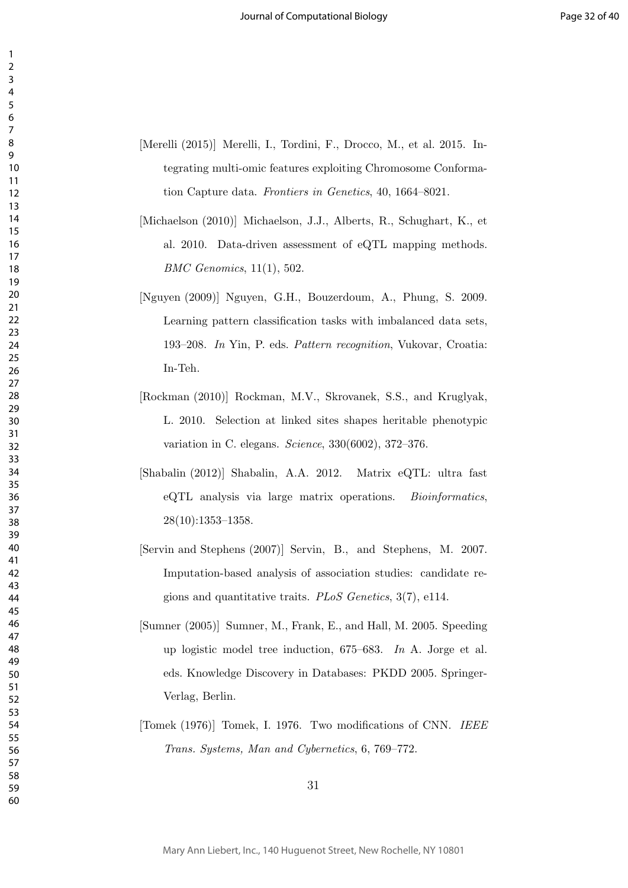[Merelli (2015)] Merelli, I., Tordini, F., Drocco, M., et al. 2015. Integrating multi-omic features exploiting Chromosome Conformation Capture data. *Frontiers in Genetics*, 40, 1664–8021.

[Michaelson (2010)] Michaelson, J.J., Alberts, R., Schughart, K., et al. 2010. Data-driven assessment of eQTL mapping methods. *BMC Genomics*, 11(1), 502.

[Nguyen (2009)] Nguyen, G.H., Bouzerdoum, A., Phung, S. 2009. Learning pattern classification tasks with imbalanced data sets, 193–208. *In* Yin, P. eds. *Pattern recognition*, Vukovar, Croatia: In-Teh.

[Rockman (2010)] Rockman, M.V., Skrovanek, S.S., and Kruglyak, L. 2010. Selection at linked sites shapes heritable phenotypic variation in C. elegans. *Science*, 330(6002), 372–376.

[Shabalin (2012)] Shabalin, A.A. 2012. Matrix eQTL: ultra fast eQTL analysis via large matrix operations. *Bioinformatics*, 28(10):1353–1358.

[Servin and Stephens (2007)] Servin, B., and Stephens, M. 2007. Imputation-based analysis of association studies: candidate regions and quantitative traits. *PLoS Genetics*, 3(7), e114.

[Sumner (2005)] Sumner, M., Frank, E., and Hall, M. 2005. Speeding up logistic model tree induction, 675–683. *In* A. Jorge et al. eds. Knowledge Discovery in Databases: PKDD 2005. Springer-Verlag, Berlin.

[Tomek (1976)] Tomek, I. 1976. Two modifications of CNN. *IEEE Trans. Systems, Man and Cybernetics*, 6, 769–772.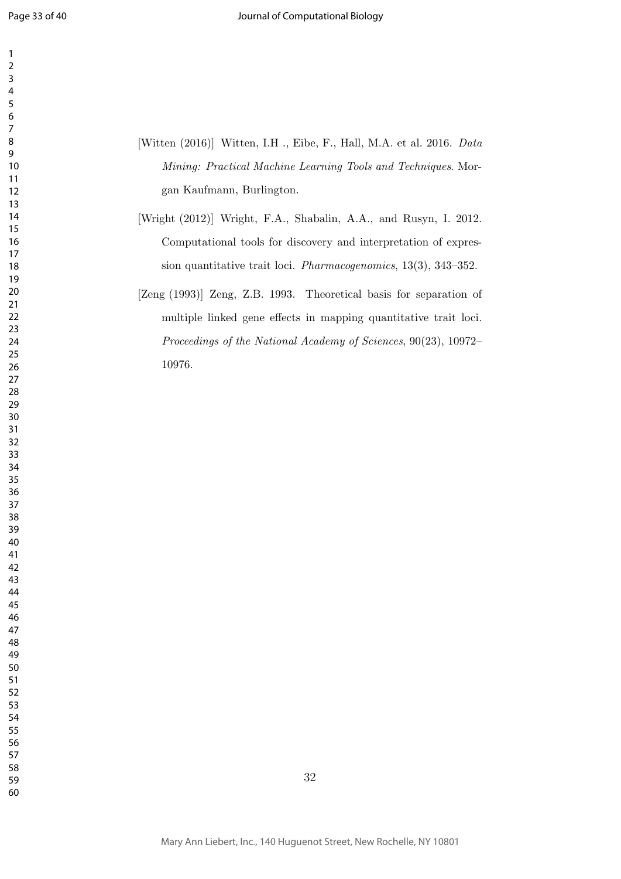[Witten (2016)] Witten, I.H ., Eibe, F., Hall, M.A. et al. 2016. *Data Mining: Practical Machine Learning Tools and Techniques*. Morgan Kaufmann, Burlington.

[Wright (2012)] Wright, F.A., Shabalin, A.A., and Rusyn, I. 2012. Computational tools for discovery and interpretation of expression quantitative trait loci. *Pharmacogenomics*, 13(3), 343–352.

[Zeng (1993)] Zeng, Z.B. 1993. Theoretical basis for separation of multiple linked gene effects in mapping quantitative trait loci. *Proceedings of the National Academy of Sciences*, 90(23), 10972–10976.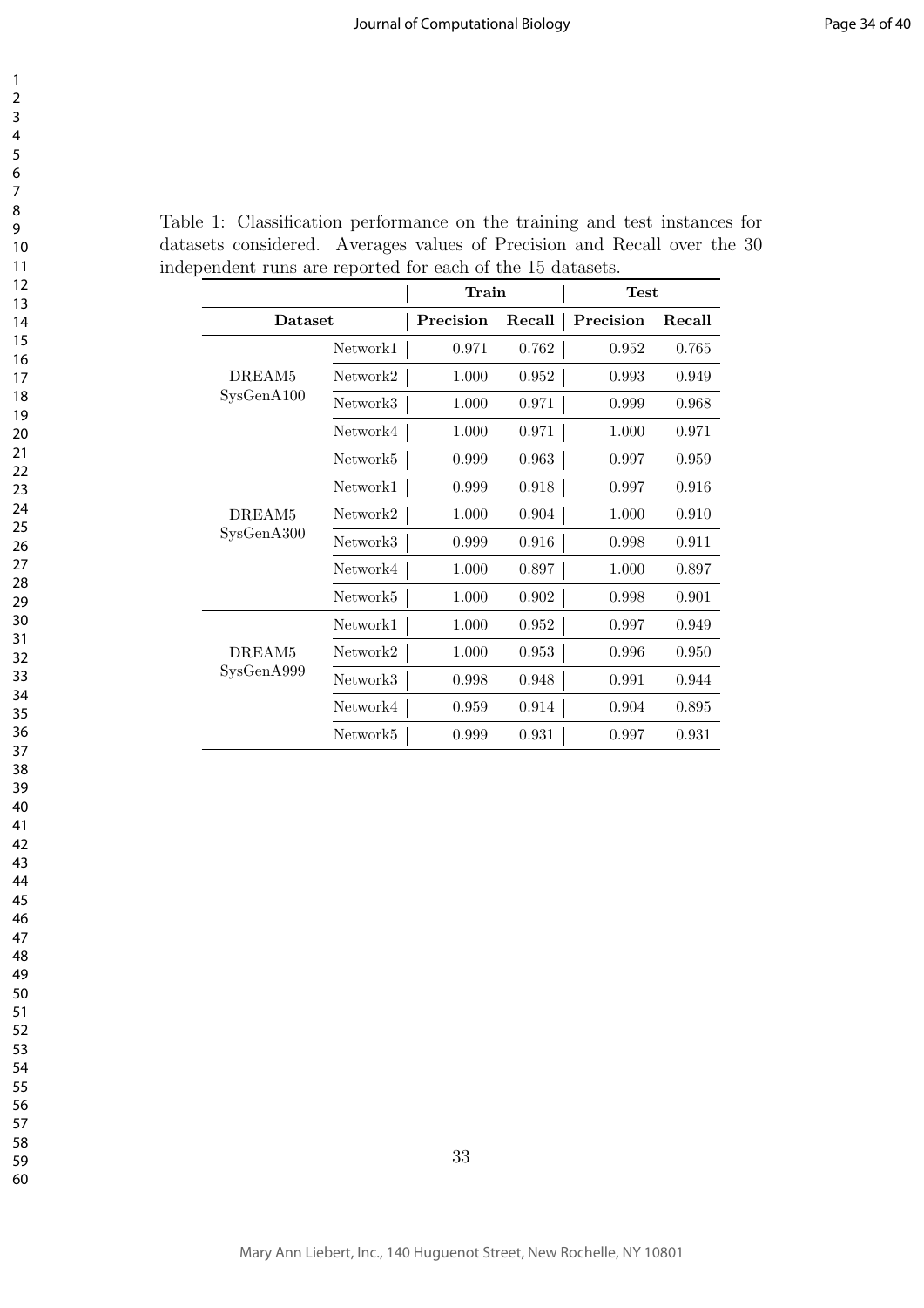Table 1: Classification performance on the training and test instances for datasets considered. Averages values of Precision and Recall over the 30 independent runs are reported for each of the 15 datasets.

| | | Train | | Test | |
|---|---|---|---|---|---|
| **Dataset** | | **Precision** | **Recall** | **Precision** | **Recall** |
| DREAM5 SysGenA100 | Network1 | 0.971 | 0.762 | 0.952 | 0.765 |
| | Network2 | 1.000 | 0.952 | 0.993 | 0.949 |
| | Network3 | 1.000 | 0.971 | 0.999 | 0.968 |
| | Network4 | 1.000 | 0.971 | 1.000 | 0.971 |
| | Network5 | 0.999 | 0.963 | 0.997 | 0.959 |
| DREAM5 SysGenA300 | Network1 | 0.999 | 0.918 | 0.997 | 0.916 |
| | Network2 | 1.000 | 0.904 | 1.000 | 0.910 |
| | Network3 | 0.999 | 0.916 | 0.998 | 0.911 |
| | Network4 | 1.000 | 0.897 | 1.000 | 0.897 |
| | Network5 | 1.000 | 0.902 | 0.998 | 0.901 |
| DREAM5 SysGenA999 | Network1 | 1.000 | 0.952 | 0.997 | 0.949 |
| | Network2 | 1.000 | 0.953 | 0.996 | 0.950 |
| | Network3 | 0.998 | 0.948 | 0.991 | 0.944 |
| | Network4 | 0.959 | 0.914 | 0.904 | 0.895 |
| | Network5 | 0.999 | 0.931 | 0.997 | 0.931 |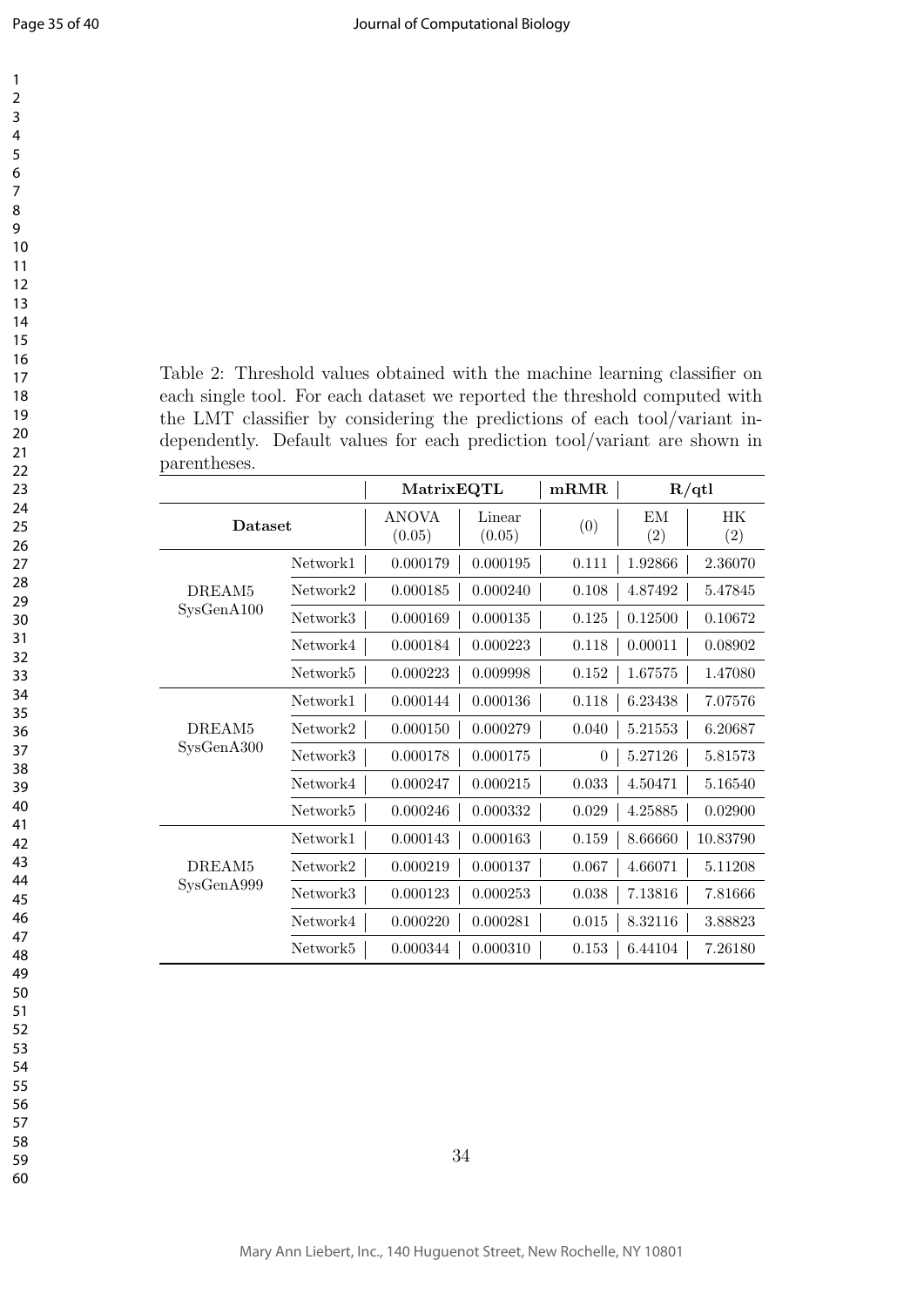Table 2: Threshold values obtained with the machine learning classifier on each single tool. For each dataset we reported the threshold computed with the LMT classifier by considering the predictions of each tool/variant independently. Default values for each prediction tool/variant are shown in parentheses.

| | | **MatrixEQTL** | | **mRMR** | **R/qtl** | |
|---|---|---|---|---|---|---|
| **Dataset** | | ANOVA (0.05) | Linear (0.05) | (0) | EM (2) | HK (2) |
| DREAM5 SysGenA100 | Network1 | 0.000179 | 0.000195 | 0.111 | 1.92866 | 2.36070 |
| | Network2 | 0.000185 | 0.000240 | 0.108 | 4.87492 | 5.47845 |
| | Network3 | 0.000169 | 0.000135 | 0.125 | 0.12500 | 0.10672 |
| | Network4 | 0.000184 | 0.000223 | 0.118 | 0.00011 | 0.08902 |
| | Network5 | 0.000223 | 0.009998 | 0.152 | 1.67575 | 1.47080 |
| DREAM5 SysGenA300 | Network1 | 0.000144 | 0.000136 | 0.118 | 6.23438 | 7.07576 |
| | Network2 | 0.000150 | 0.000279 | 0.040 | 5.21553 | 6.20687 |
| | Network3 | 0.000178 | 0.000175 | 0 | 5.27126 | 5.81573 |
| | Network4 | 0.000247 | 0.000215 | 0.033 | 4.50471 | 5.16540 |
| | Network5 | 0.000246 | 0.000332 | 0.029 | 4.25885 | 0.02900 |
| DREAM5 SysGenA999 | Network1 | 0.000143 | 0.000163 | 0.159 | 8.66660 | 10.83790 |
| | Network2 | 0.000219 | 0.000137 | 0.067 | 4.66071 | 5.11208 |
| | Network3 | 0.000123 | 0.000253 | 0.038 | 7.13816 | 7.81666 |
| | Network4 | 0.000220 | 0.000281 | 0.015 | 8.32116 | 3.88823 |
| | Network5 | 0.000344 | 0.000310 | 0.153 | 6.44104 | 7.26180 |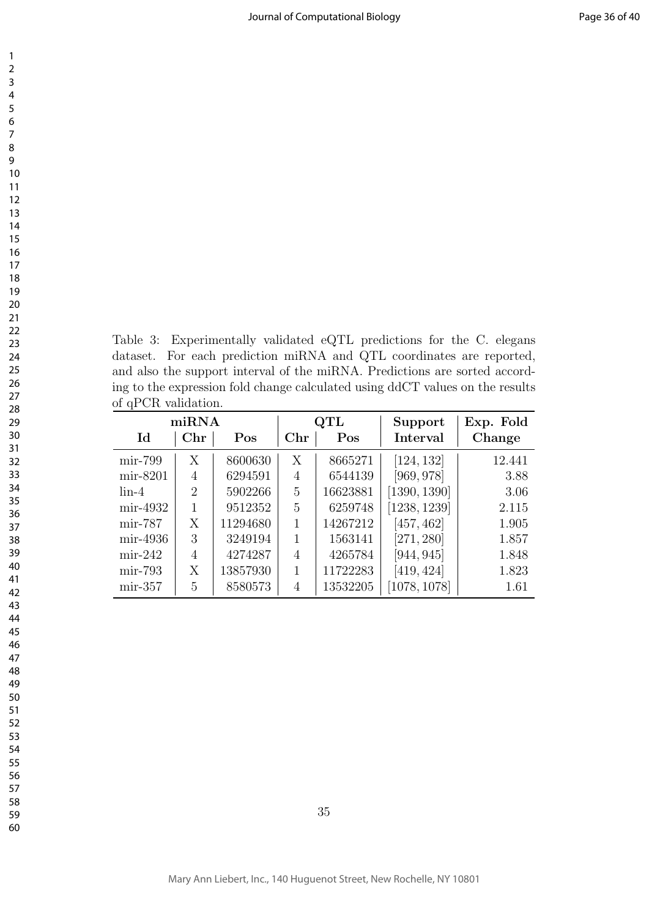Table 3: Experimentally validated eQTL predictions for the C. elegans dataset. For each prediction miRNA and QTL coordinates are reported, and also the support interval of the miRNA. Predictions are sorted according to the expression fold change calculated using ddCT values on the results of qPCR validation.

| miRNA | | | QTL | | Support | Exp. Fold |
|---|---|---|---|---|---|---|
| **Id** | **Chr** | **Pos** | **Chr** | **Pos** | **Interval** | **Change** |
| mir-799 | X | 8600630 | X | 8665271 | [124, 132] | 12.441 |
| mir-8201 | 4 | 6294591 | 4 | 6544139 | [969, 978] | 3.88 |
| lin-4 | 2 | 5902266 | 5 | 16623881 | [1390, 1390] | 3.06 |
| mir-4932 | 1 | 9512352 | 5 | 6259748 | [1238, 1239] | 2.115 |
| mir-787 | X | 11294680 | 1 | 14267212 | [457, 462] | 1.905 |
| mir-4936 | 3 | 3249194 | 1 | 1563141 | [271, 280] | 1.857 |
| mir-242 | 4 | 4274287 | 4 | 4265784 | [944, 945] | 1.848 |
| mir-793 | X | 13857930 | 1 | 11722283 | [419, 424] | 1.823 |
| mir-357 | 5 | 8580573 | 4 | 13532205 | [1078, 1078] | 1.61 |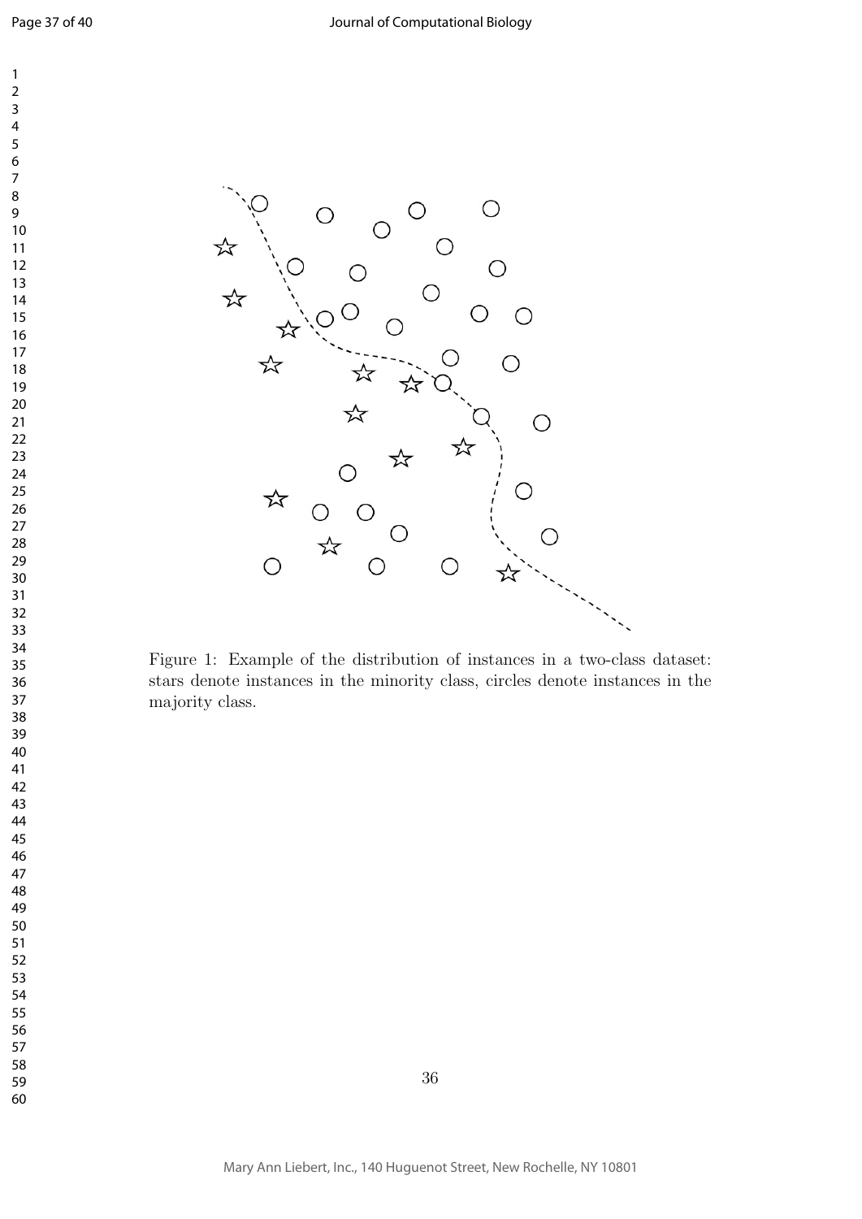Figure 1: Example of the distribution of instances in a two-class dataset: stars denote instances in the minority class, circles denote instances in the majority class.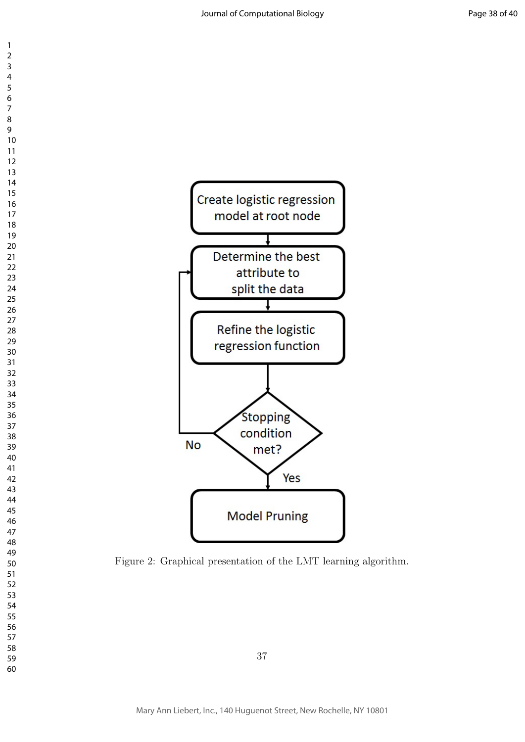Figure 2: Graphical presentation of the LMT learning algorithm.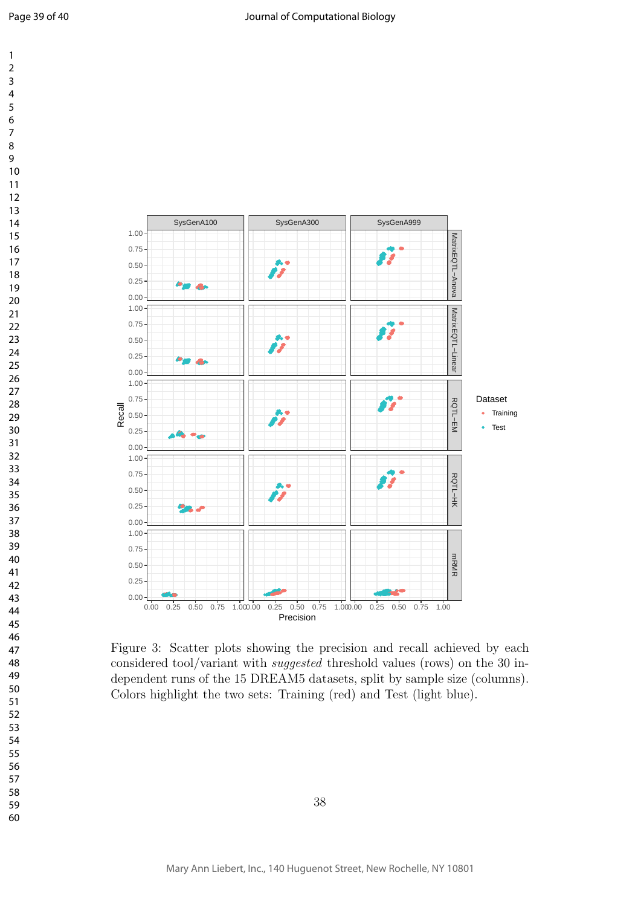Figure 3: Scatter plots showing the precision and recall achieved by each considered tool/variant with *suggested* threshold values (rows) on the 30 independent runs of the 15 DREAM5 datasets, split by sample size (columns). Colors highlight the two sets: Training (red) and Test (light blue).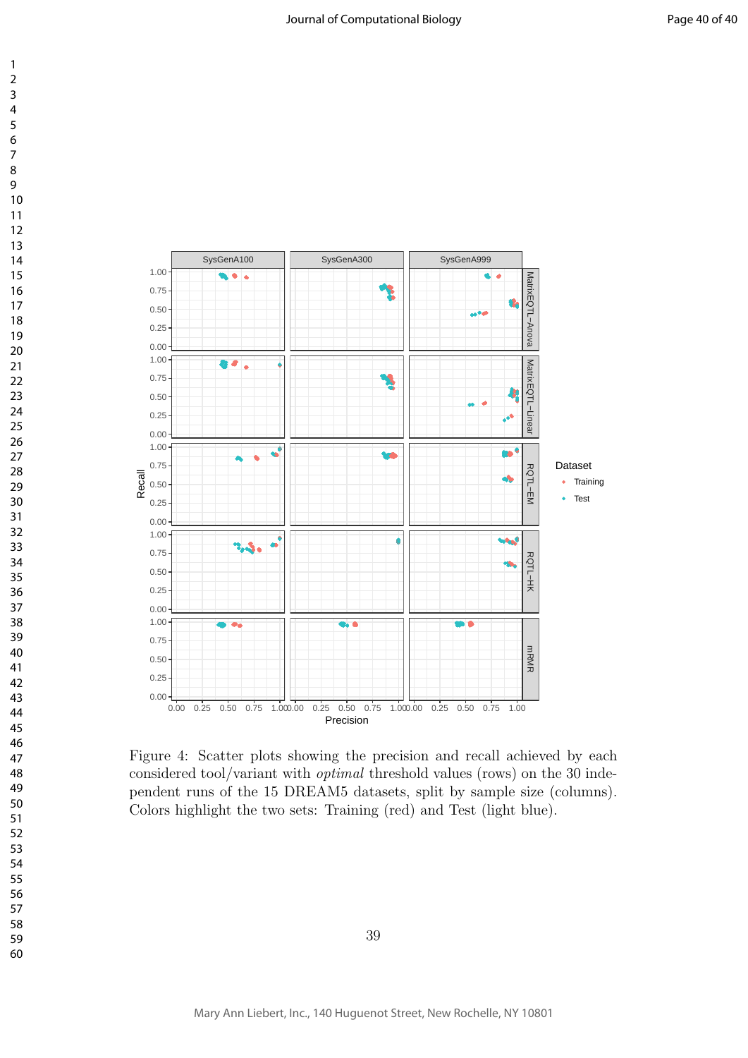Figure 4: Scatter plots showing the precision and recall achieved by each considered tool/variant with *optimal* threshold values (rows) on the 30 independent runs of the 15 DREAM5 datasets, split by sample size (columns). Colors highlight the two sets: Training (red) and Test (light blue).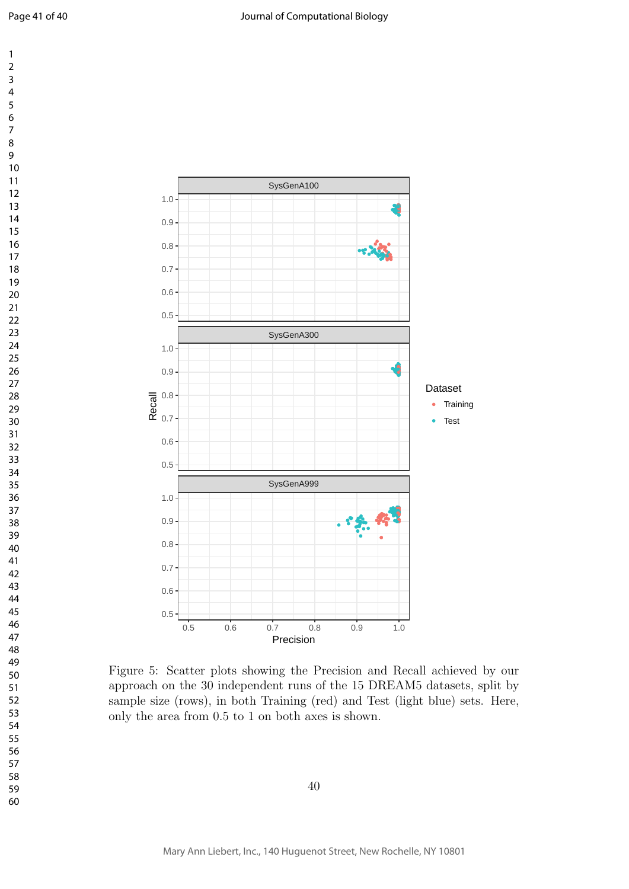SysGenA100

SysGenA300

SysGenA999

Recall

Precision

0.5 0.6 0.7 0.8 0.9 1.0

Dataset

Training

Test

Figure 5: Scatter plots showing the Precision and Recall achieved by our approach on the 30 independent runs of the 15 DREAM5 datasets, split by sample size (rows), in both Training (red) and Test (light blue) sets. Here, only the area from 0.5 to 1 on both axes is shown.